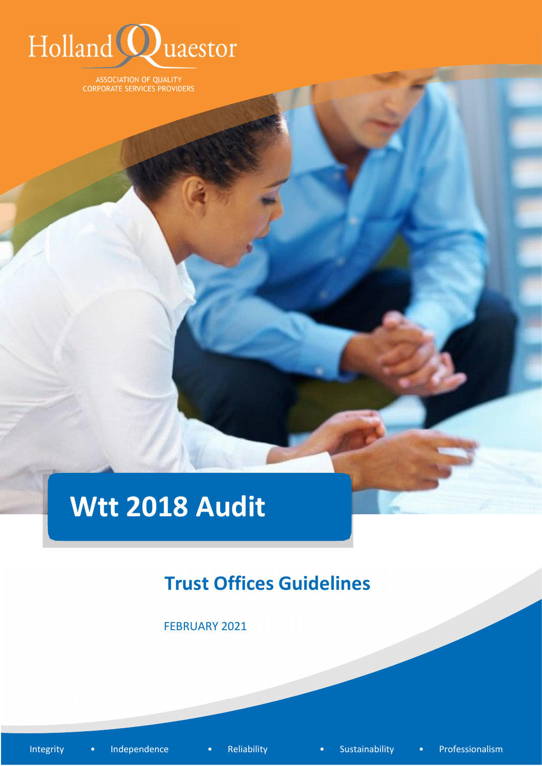Holland Quaestor

ASSOCIATION OF QUALITY CORPORATE SERVICES PROVIDERS

# Wtt 2018 Audit

## Trust Offices Guidelines

FEBRUARY 2021

Integrity • Independence • Reliability • Sustainability • Professionalism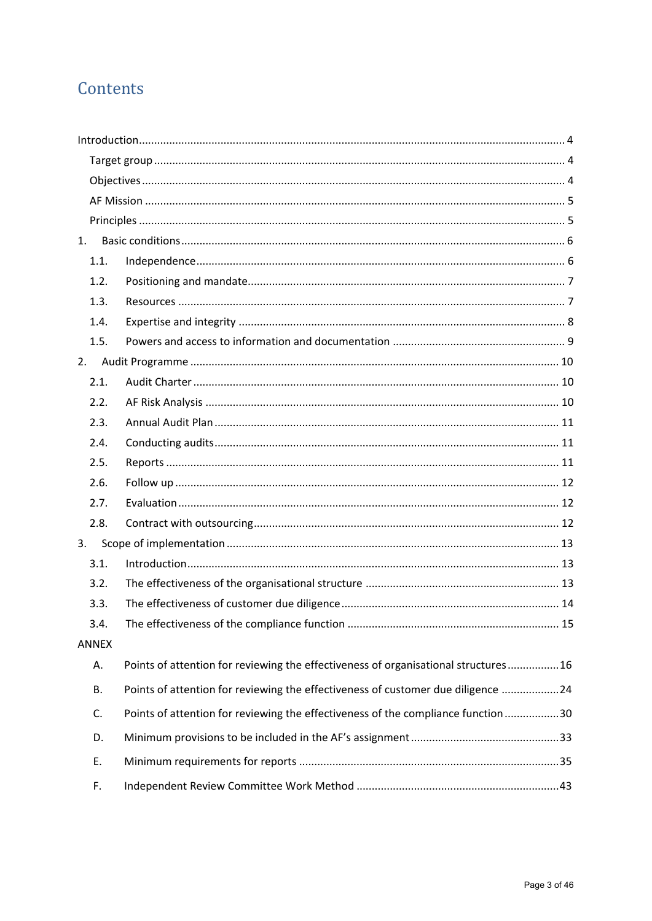# Contents

- Introduction ... 4
  - Target group ... 4
  - Objectives ... 4
  - AF Mission ... 5
  - Principles ... 5
- 1. Basic conditions ... 6
  - 1.1. Independence ... 6
  - 1.2. Positioning and mandate ... 7
  - 1.3. Resources ... 7
  - 1.4. Expertise and integrity ... 8
  - 1.5. Powers and access to information and documentation ... 9
- 2. Audit Programme ... 10
  - 2.1. Audit Charter ... 10
  - 2.2. AF Risk Analysis ... 10
  - 2.3. Annual Audit Plan ... 11
  - 2.4. Conducting audits ... 11
  - 2.5. Reports ... 11
  - 2.6. Follow up ... 12
  - 2.7. Evaluation ... 12
  - 2.8. Contract with outsourcing ... 12
- 3. Scope of implementation ... 13
  - 3.1. Introduction ... 13
  - 3.2. The effectiveness of the organisational structure ... 13
  - 3.3. The effectiveness of customer due diligence ... 14
  - 3.4. The effectiveness of the compliance function ... 15
- ANNEX
  - A. Points of attention for reviewing the effectiveness of organisational structures ... 16
  - B. Points of attention for reviewing the effectiveness of customer due diligence ... 24
  - C. Points of attention for reviewing the effectiveness of the compliance function ... 30
  - D. Minimum provisions to be included in the AF's assignment ... 33
  - E. Minimum requirements for reports ... 35
  - F. Independent Review Committee Work Method ... 43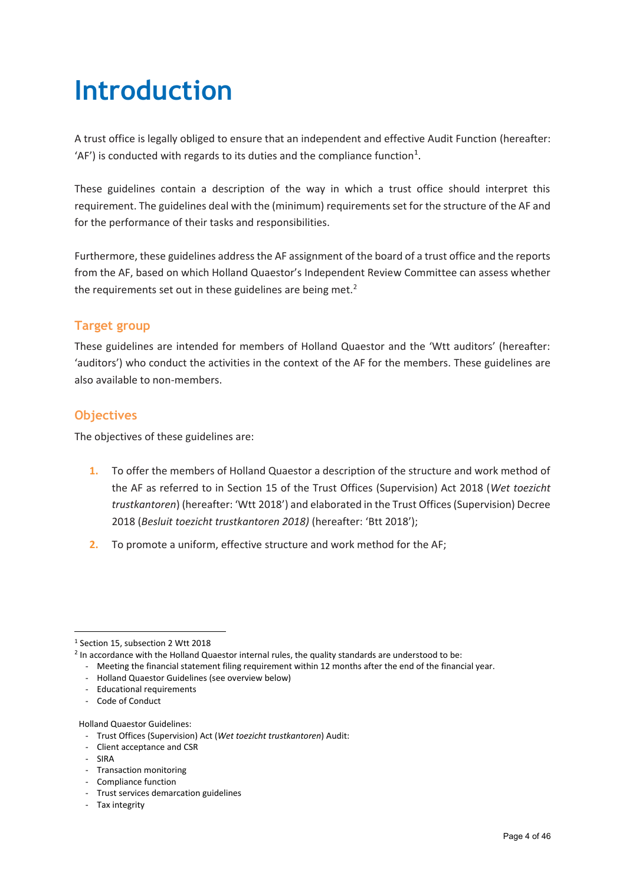# Introduction

A trust office is legally obliged to ensure that an independent and effective Audit Function (hereafter: 'AF') is conducted with regards to its duties and the compliance function[1].

These guidelines contain a description of the way in which a trust office should interpret this requirement. The guidelines deal with the (minimum) requirements set for the structure of the AF and for the performance of their tasks and responsibilities.

Furthermore, these guidelines address the AF assignment of the board of a trust office and the reports from the AF, based on which Holland Quaestor's Independent Review Committee can assess whether the requirements set out in these guidelines are being met.[2]

## Target group

These guidelines are intended for members of Holland Quaestor and the 'Wtt auditors' (hereafter: 'auditors') who conduct the activities in the context of the AF for the members. These guidelines are also available to non-members.

## Objectives

The objectives of these guidelines are:

1. To offer the members of Holland Quaestor a description of the structure and work method of the AF as referred to in Section 15 of the Trust Offices (Supervision) Act 2018 (*Wet toezicht trustkantoren*) (hereafter: 'Wtt 2018') and elaborated in the Trust Offices (Supervision) Decree 2018 (*Besluit toezicht trustkantoren 2018)* (hereafter: 'Btt 2018');
2. To promote a uniform, effective structure and work method for the AF;

---

[1] Section 15, subsection 2 Wtt 2018

[2] In accordance with the Holland Quaestor internal rules, the quality standards are understood to be:

- Meeting the financial statement filing requirement within 12 months after the end of the financial year.
- Holland Quaestor Guidelines (see overview below)
- Educational requirements
- Code of Conduct

Holland Quaestor Guidelines:

- Trust Offices (Supervision) Act (*Wet toezicht trustkantoren*) Audit:
- Client acceptance and CSR
- SIRA
- Transaction monitoring
- Compliance function
- Trust services demarcation guidelines
- Tax integrity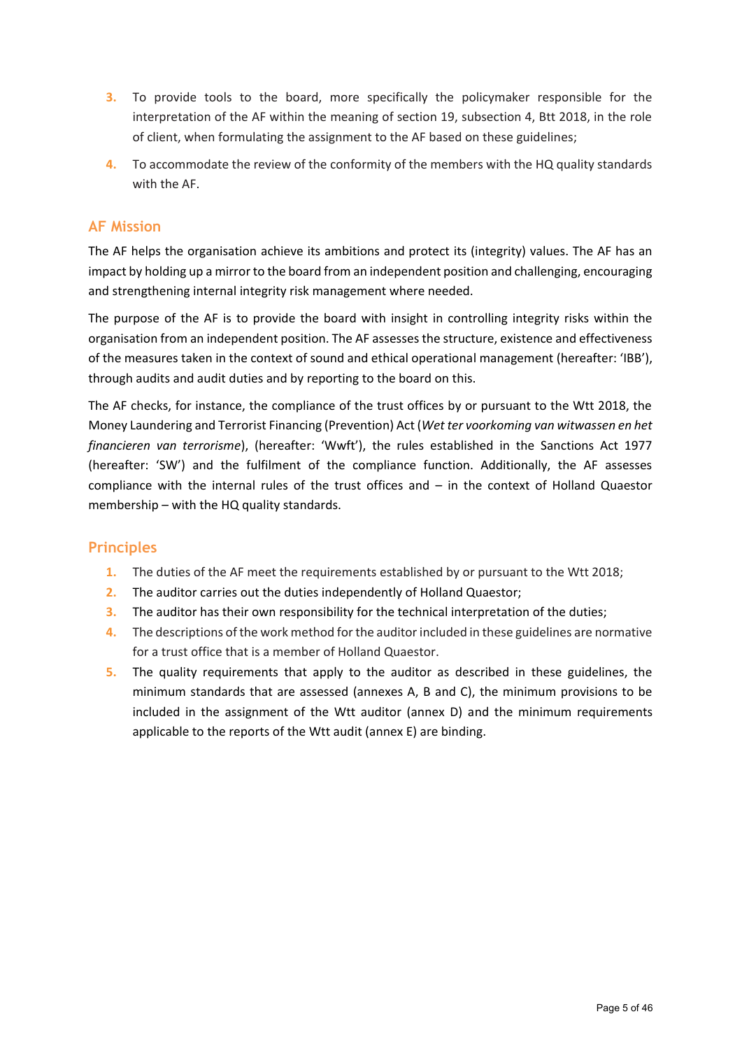3. To provide tools to the board, more specifically the policymaker responsible for the interpretation of the AF within the meaning of section 19, subsection 4, Btt 2018, in the role of client, when formulating the assignment to the AF based on these guidelines;
4. To accommodate the review of the conformity of the members with the HQ quality standards with the AF.

## AF Mission

The AF helps the organisation achieve its ambitions and protect its (integrity) values. The AF has an impact by holding up a mirror to the board from an independent position and challenging, encouraging and strengthening internal integrity risk management where needed.

The purpose of the AF is to provide the board with insight in controlling integrity risks within the organisation from an independent position. The AF assesses the structure, existence and effectiveness of the measures taken in the context of sound and ethical operational management (hereafter: 'IBB'), through audits and audit duties and by reporting to the board on this.

The AF checks, for instance, the compliance of the trust offices by or pursuant to the Wtt 2018, the Money Laundering and Terrorist Financing (Prevention) Act (*Wet ter voorkoming van witwassen en het financieren van terrorisme*), (hereafter: 'Wwft'), the rules established in the Sanctions Act 1977 (hereafter: 'SW') and the fulfilment of the compliance function. Additionally, the AF assesses compliance with the internal rules of the trust offices and – in the context of Holland Quaestor membership – with the HQ quality standards.

## Principles

1. The duties of the AF meet the requirements established by or pursuant to the Wtt 2018;
2. The auditor carries out the duties independently of Holland Quaestor;
3. The auditor has their own responsibility for the technical interpretation of the duties;
4. The descriptions of the work method for the auditor included in these guidelines are normative for a trust office that is a member of Holland Quaestor.
5. The quality requirements that apply to the auditor as described in these guidelines, the minimum standards that are assessed (annexes A, B and C), the minimum provisions to be included in the assignment of the Wtt auditor (annex D) and the minimum requirements applicable to the reports of the Wtt audit (annex E) are binding.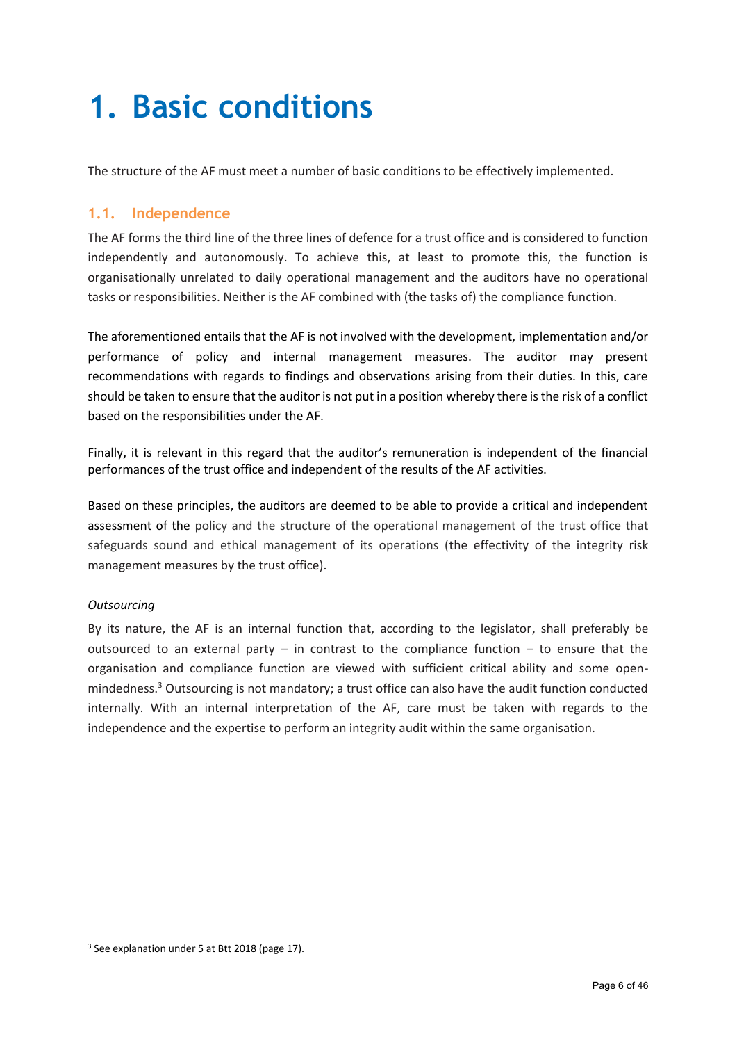# 1. Basic conditions

The structure of the AF must meet a number of basic conditions to be effectively implemented.

## 1.1. Independence

The AF forms the third line of the three lines of defence for a trust office and is considered to function independently and autonomously. To achieve this, at least to promote this, the function is organisationally unrelated to daily operational management and the auditors have no operational tasks or responsibilities. Neither is the AF combined with (the tasks of) the compliance function.

The aforementioned entails that the AF is not involved with the development, implementation and/or performance of policy and internal management measures. The auditor may present recommendations with regards to findings and observations arising from their duties. In this, care should be taken to ensure that the auditor is not put in a position whereby there is the risk of a conflict based on the responsibilities under the AF.

Finally, it is relevant in this regard that the auditor's remuneration is independent of the financial performances of the trust office and independent of the results of the AF activities.

Based on these principles, the auditors are deemed to be able to provide a critical and independent assessment of the policy and the structure of the operational management of the trust office that safeguards sound and ethical management of its operations (the effectivity of the integrity risk management measures by the trust office).

*Outsourcing*

By its nature, the AF is an internal function that, according to the legislator, shall preferably be outsourced to an external party – in contrast to the compliance function – to ensure that the organisation and compliance function are viewed with sufficient critical ability and some open-mindedness.[3] Outsourcing is not mandatory; a trust office can also have the audit function conducted internally. With an internal interpretation of the AF, care must be taken with regards to the independence and the expertise to perform an integrity audit within the same organisation.

[3] See explanation under 5 at Btt 2018 (page 17).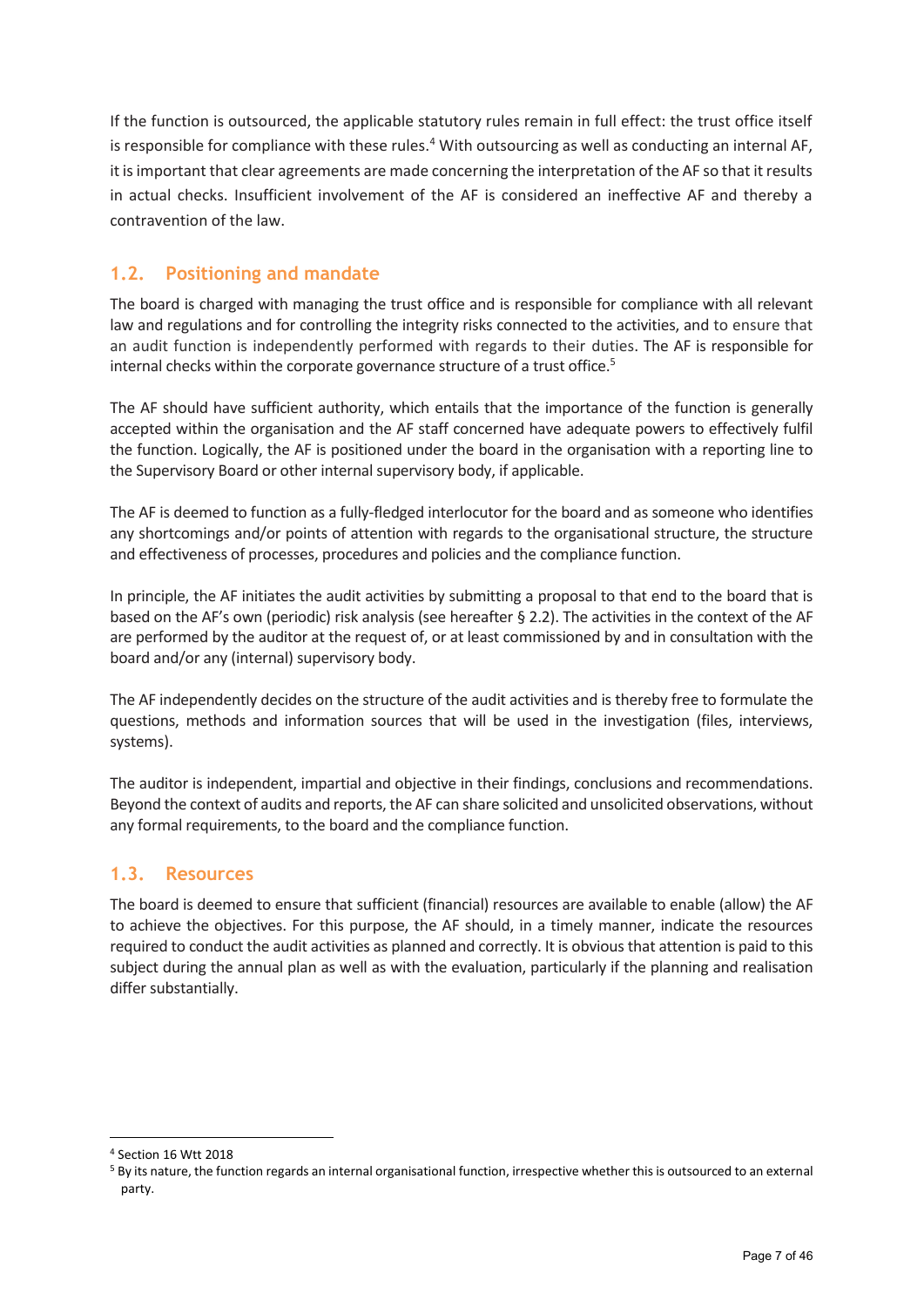If the function is outsourced, the applicable statutory rules remain in full effect: the trust office itself is responsible for compliance with these rules.[4] With outsourcing as well as conducting an internal AF, it is important that clear agreements are made concerning the interpretation of the AF so that it results in actual checks. Insufficient involvement of the AF is considered an ineffective AF and thereby a contravention of the law.

## 1.2. Positioning and mandate

The board is charged with managing the trust office and is responsible for compliance with all relevant law and regulations and for controlling the integrity risks connected to the activities, and to ensure that an audit function is independently performed with regards to their duties. The AF is responsible for internal checks within the corporate governance structure of a trust office.[5]

The AF should have sufficient authority, which entails that the importance of the function is generally accepted within the organisation and the AF staff concerned have adequate powers to effectively fulfil the function. Logically, the AF is positioned under the board in the organisation with a reporting line to the Supervisory Board or other internal supervisory body, if applicable.

The AF is deemed to function as a fully-fledged interlocutor for the board and as someone who identifies any shortcomings and/or points of attention with regards to the organisational structure, the structure and effectiveness of processes, procedures and policies and the compliance function.

In principle, the AF initiates the audit activities by submitting a proposal to that end to the board that is based on the AF's own (periodic) risk analysis (see hereafter § 2.2). The activities in the context of the AF are performed by the auditor at the request of, or at least commissioned by and in consultation with the board and/or any (internal) supervisory body.

The AF independently decides on the structure of the audit activities and is thereby free to formulate the questions, methods and information sources that will be used in the investigation (files, interviews, systems).

The auditor is independent, impartial and objective in their findings, conclusions and recommendations. Beyond the context of audits and reports, the AF can share solicited and unsolicited observations, without any formal requirements, to the board and the compliance function.

## 1.3. Resources

The board is deemed to ensure that sufficient (financial) resources are available to enable (allow) the AF to achieve the objectives. For this purpose, the AF should, in a timely manner, indicate the resources required to conduct the audit activities as planned and correctly. It is obvious that attention is paid to this subject during the annual plan as well as with the evaluation, particularly if the planning and realisation differ substantially.

---

[4] Section 16 Wtt 2018

[5] By its nature, the function regards an internal organisational function, irrespective whether this is outsourced to an external party.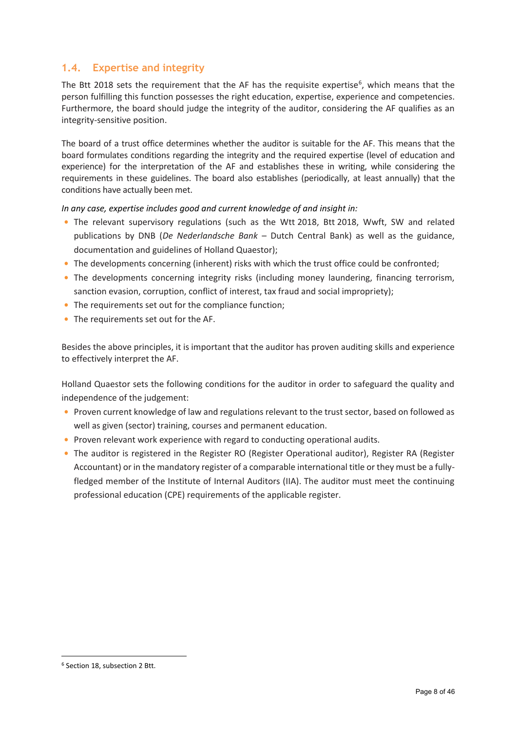## 1.4. Expertise and integrity

The Btt 2018 sets the requirement that the AF has the requisite expertise[6], which means that the person fulfilling this function possesses the right education, expertise, experience and competencies. Furthermore, the board should judge the integrity of the auditor, considering the AF qualifies as an integrity-sensitive position.

The board of a trust office determines whether the auditor is suitable for the AF. This means that the board formulates conditions regarding the integrity and the required expertise (level of education and experience) for the interpretation of the AF and establishes these in writing, while considering the requirements in these guidelines. The board also establishes (periodically, at least annually) that the conditions have actually been met.

*In any case, expertise includes good and current knowledge of and insight in:*

- The relevant supervisory regulations (such as the Wtt 2018, Btt 2018, Wwft, SW and related publications by DNB (*De Nederlandsche Bank* – Dutch Central Bank) as well as the guidance, documentation and guidelines of Holland Quaestor);
- The developments concerning (inherent) risks with which the trust office could be confronted;
- The developments concerning integrity risks (including money laundering, financing terrorism, sanction evasion, corruption, conflict of interest, tax fraud and social impropriety);
- The requirements set out for the compliance function;
- The requirements set out for the AF.

Besides the above principles, it is important that the auditor has proven auditing skills and experience to effectively interpret the AF.

Holland Quaestor sets the following conditions for the auditor in order to safeguard the quality and independence of the judgement:

- Proven current knowledge of law and regulations relevant to the trust sector, based on followed as well as given (sector) training, courses and permanent education.
- Proven relevant work experience with regard to conducting operational audits.
- The auditor is registered in the Register RO (Register Operational auditor), Register RA (Register Accountant) or in the mandatory register of a comparable international title or they must be a fully-fledged member of the Institute of Internal Auditors (IIA). The auditor must meet the continuing professional education (CPE) requirements of the applicable register.

[6] Section 18, subsection 2 Btt.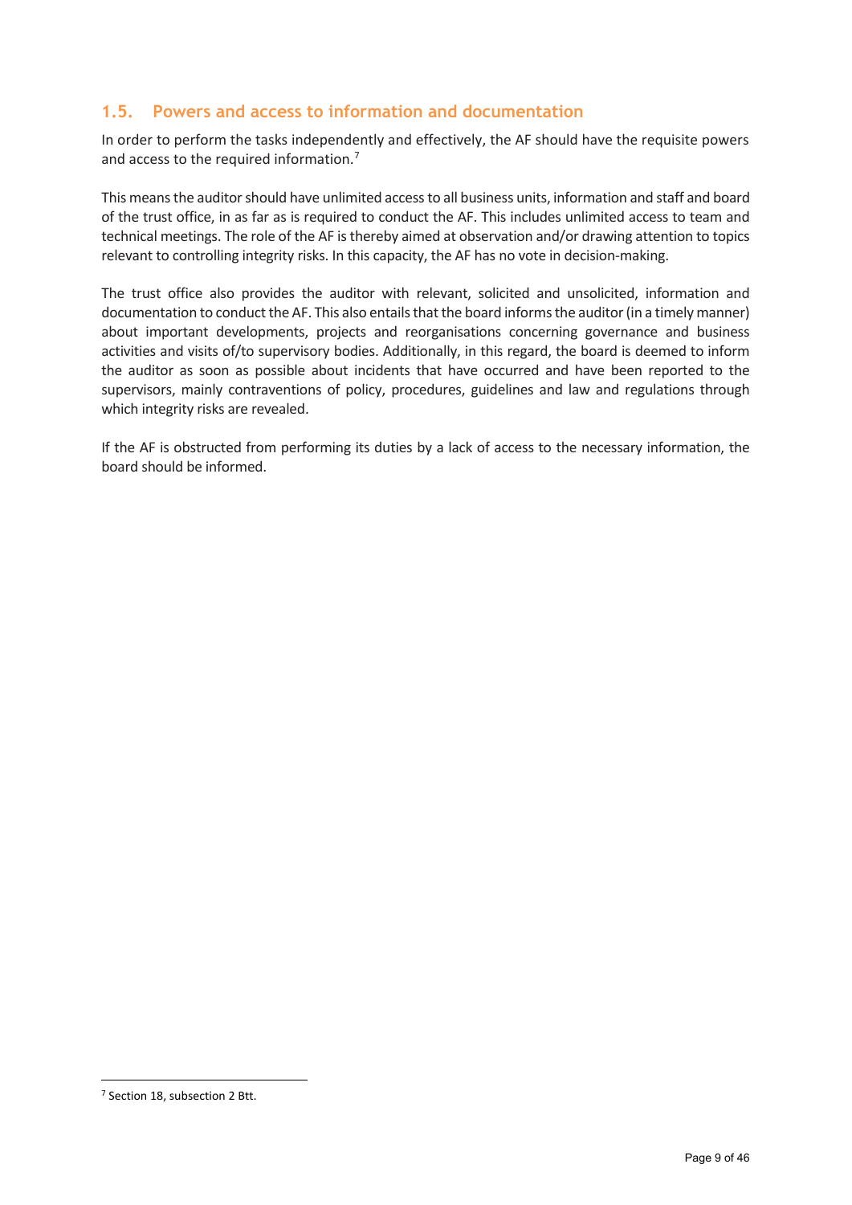## 1.5. Powers and access to information and documentation

In order to perform the tasks independently and effectively, the AF should have the requisite powers and access to the required information.[7]

This means the auditor should have unlimited access to all business units, information and staff and board of the trust office, in as far as is required to conduct the AF. This includes unlimited access to team and technical meetings. The role of the AF is thereby aimed at observation and/or drawing attention to topics relevant to controlling integrity risks. In this capacity, the AF has no vote in decision-making.

The trust office also provides the auditor with relevant, solicited and unsolicited, information and documentation to conduct the AF. This also entails that the board informs the auditor (in a timely manner) about important developments, projects and reorganisations concerning governance and business activities and visits of/to supervisory bodies. Additionally, in this regard, the board is deemed to inform the auditor as soon as possible about incidents that have occurred and have been reported to the supervisors, mainly contraventions of policy, procedures, guidelines and law and regulations through which integrity risks are revealed.

If the AF is obstructed from performing its duties by a lack of access to the necessary information, the board should be informed.

[7] Section 18, subsection 2 Btt.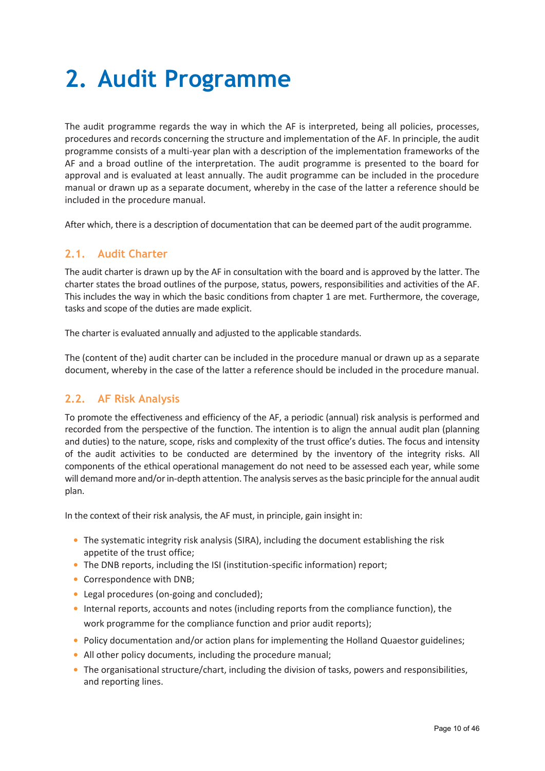# 2. Audit Programme

The audit programme regards the way in which the AF is interpreted, being all policies, processes, procedures and records concerning the structure and implementation of the AF. In principle, the audit programme consists of a multi-year plan with a description of the implementation frameworks of the AF and a broad outline of the interpretation. The audit programme is presented to the board for approval and is evaluated at least annually. The audit programme can be included in the procedure manual or drawn up as a separate document, whereby in the case of the latter a reference should be included in the procedure manual.

After which, there is a description of documentation that can be deemed part of the audit programme.

## 2.1. Audit Charter

The audit charter is drawn up by the AF in consultation with the board and is approved by the latter. The charter states the broad outlines of the purpose, status, powers, responsibilities and activities of the AF. This includes the way in which the basic conditions from chapter 1 are met. Furthermore, the coverage, tasks and scope of the duties are made explicit.

The charter is evaluated annually and adjusted to the applicable standards.

The (content of the) audit charter can be included in the procedure manual or drawn up as a separate document, whereby in the case of the latter a reference should be included in the procedure manual.

## 2.2. AF Risk Analysis

To promote the effectiveness and efficiency of the AF, a periodic (annual) risk analysis is performed and recorded from the perspective of the function. The intention is to align the annual audit plan (planning and duties) to the nature, scope, risks and complexity of the trust office's duties. The focus and intensity of the audit activities to be conducted are determined by the inventory of the integrity risks. All components of the ethical operational management do not need to be assessed each year, while some will demand more and/or in-depth attention. The analysis serves as the basic principle for the annual audit plan.

In the context of their risk analysis, the AF must, in principle, gain insight in:

- The systematic integrity risk analysis (SIRA), including the document establishing the risk appetite of the trust office;
- The DNB reports, including the ISI (institution-specific information) report;
- Correspondence with DNB;
- Legal procedures (on-going and concluded);
- Internal reports, accounts and notes (including reports from the compliance function), the work programme for the compliance function and prior audit reports);
- Policy documentation and/or action plans for implementing the Holland Quaestor guidelines;
- All other policy documents, including the procedure manual;
- The organisational structure/chart, including the division of tasks, powers and responsibilities, and reporting lines.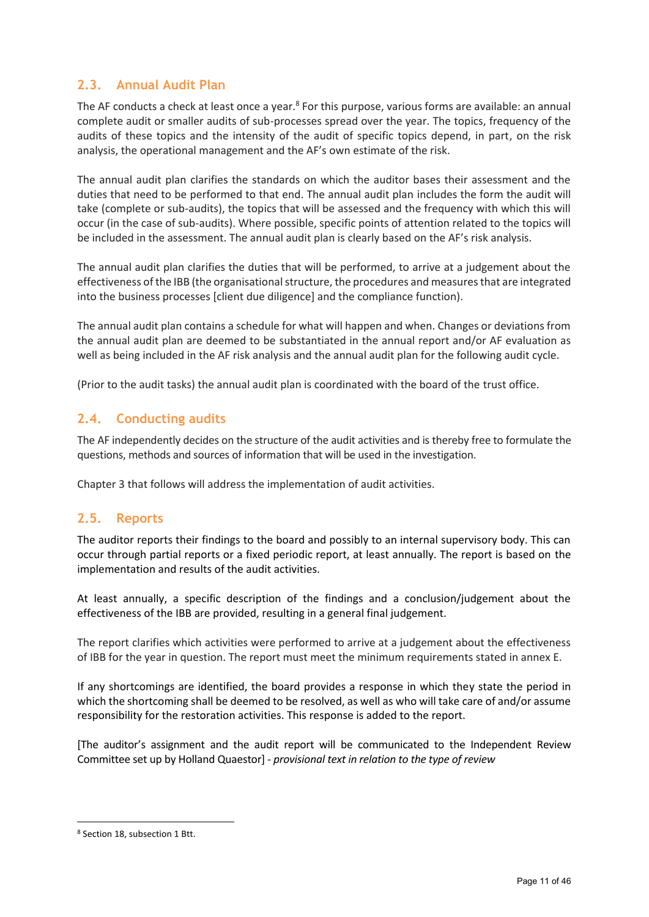## 2.3. Annual Audit Plan

The AF conducts a check at least once a year.[8] For this purpose, various forms are available: an annual complete audit or smaller audits of sub-processes spread over the year. The topics, frequency of the audits of these topics and the intensity of the audit of specific topics depend, in part, on the risk analysis, the operational management and the AF's own estimate of the risk.

The annual audit plan clarifies the standards on which the auditor bases their assessment and the duties that need to be performed to that end. The annual audit plan includes the form the audit will take (complete or sub-audits), the topics that will be assessed and the frequency with which this will occur (in the case of sub-audits). Where possible, specific points of attention related to the topics will be included in the assessment. The annual audit plan is clearly based on the AF's risk analysis.

The annual audit plan clarifies the duties that will be performed, to arrive at a judgement about the effectiveness of the IBB (the organisational structure, the procedures and measures that are integrated into the business processes [client due diligence] and the compliance function).

The annual audit plan contains a schedule for what will happen and when. Changes or deviations from the annual audit plan are deemed to be substantiated in the annual report and/or AF evaluation as well as being included in the AF risk analysis and the annual audit plan for the following audit cycle.

(Prior to the audit tasks) the annual audit plan is coordinated with the board of the trust office.

## 2.4. Conducting audits

The AF independently decides on the structure of the audit activities and is thereby free to formulate the questions, methods and sources of information that will be used in the investigation.

Chapter 3 that follows will address the implementation of audit activities.

## 2.5. Reports

The auditor reports their findings to the board and possibly to an internal supervisory body. This can occur through partial reports or a fixed periodic report, at least annually. The report is based on the implementation and results of the audit activities.

At least annually, a specific description of the findings and a conclusion/judgement about the effectiveness of the IBB are provided, resulting in a general final judgement.

The report clarifies which activities were performed to arrive at a judgement about the effectiveness of IBB for the year in question. The report must meet the minimum requirements stated in annex E.

If any shortcomings are identified, the board provides a response in which they state the period in which the shortcoming shall be deemed to be resolved, as well as who will take care of and/or assume responsibility for the restoration activities. This response is added to the report.

[The auditor's assignment and the audit report will be communicated to the Independent Review Committee set up by Holland Quaestor] - *provisional text in relation to the type of review*

---

[8] Section 18, subsection 1 Btt.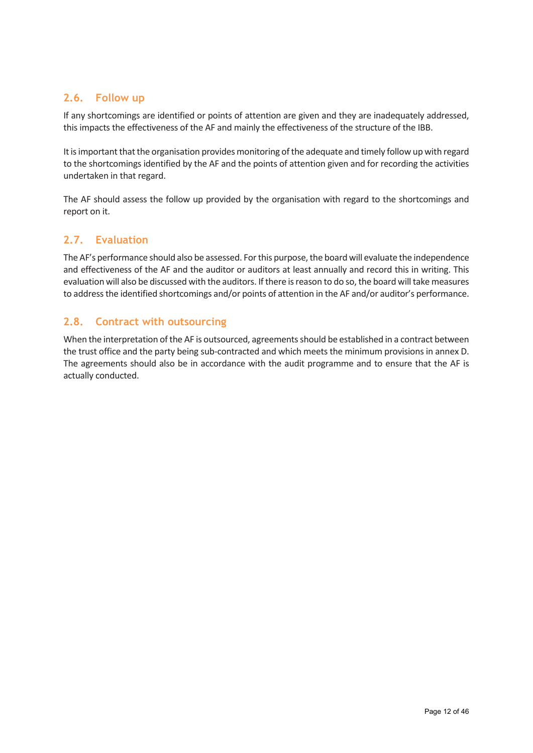## 2.6. Follow up

If any shortcomings are identified or points of attention are given and they are inadequately addressed, this impacts the effectiveness of the AF and mainly the effectiveness of the structure of the IBB.

It is important that the organisation provides monitoring of the adequate and timely follow up with regard to the shortcomings identified by the AF and the points of attention given and for recording the activities undertaken in that regard.

The AF should assess the follow up provided by the organisation with regard to the shortcomings and report on it.

## 2.7. Evaluation

The AF's performance should also be assessed. For this purpose, the board will evaluate the independence and effectiveness of the AF and the auditor or auditors at least annually and record this in writing. This evaluation will also be discussed with the auditors. If there is reason to do so, the board will take measures to address the identified shortcomings and/or points of attention in the AF and/or auditor's performance.

## 2.8. Contract with outsourcing

When the interpretation of the AF is outsourced, agreements should be established in a contract between the trust office and the party being sub-contracted and which meets the minimum provisions in annex D. The agreements should also be in accordance with the audit programme and to ensure that the AF is actually conducted.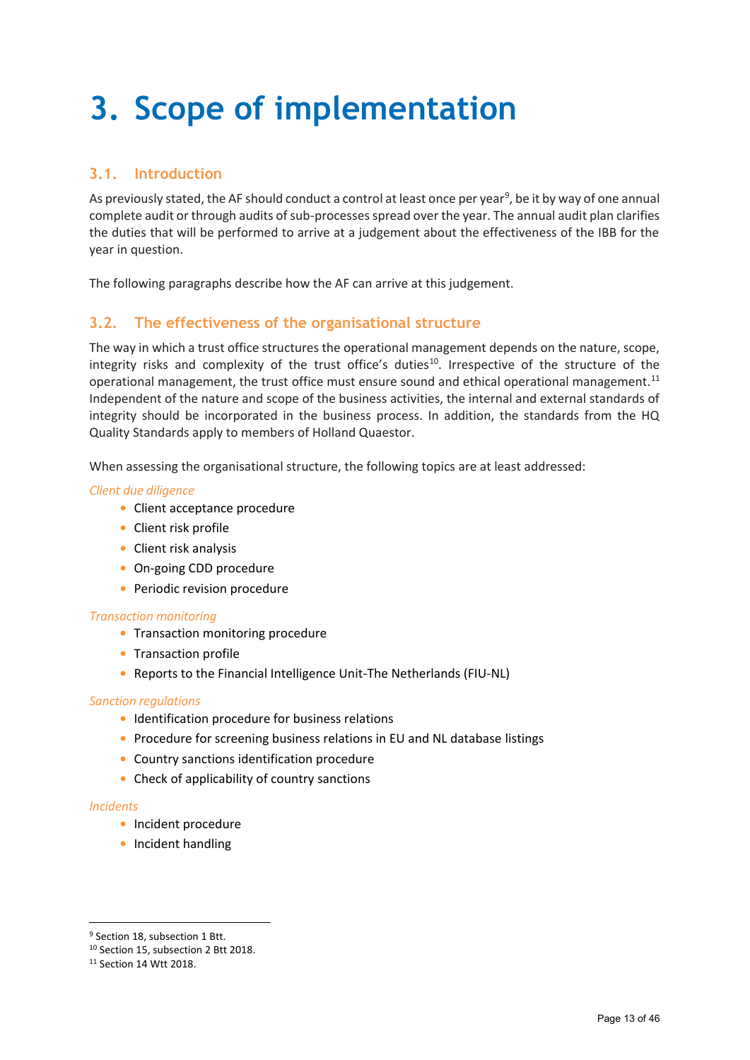# 3. Scope of implementation

## 3.1. Introduction

As previously stated, the AF should conduct a control at least once per year[9], be it by way of one annual complete audit or through audits of sub-processes spread over the year. The annual audit plan clarifies the duties that will be performed to arrive at a judgement about the effectiveness of the IBB for the year in question.

The following paragraphs describe how the AF can arrive at this judgement.

## 3.2. The effectiveness of the organisational structure

The way in which a trust office structures the operational management depends on the nature, scope, integrity risks and complexity of the trust office's duties[10]. Irrespective of the structure of the operational management, the trust office must ensure sound and ethical operational management.[11] Independent of the nature and scope of the business activities, the internal and external standards of integrity should be incorporated in the business process. In addition, the standards from the HQ Quality Standards apply to members of Holland Quaestor.

When assessing the organisational structure, the following topics are at least addressed:

*Client due diligence*

- Client acceptance procedure
- Client risk profile
- Client risk analysis
- On-going CDD procedure
- Periodic revision procedure

*Transaction monitoring*

- Transaction monitoring procedure
- Transaction profile
- Reports to the Financial Intelligence Unit-The Netherlands (FIU-NL)

*Sanction regulations*

- Identification procedure for business relations
- Procedure for screening business relations in EU and NL database listings
- Country sanctions identification procedure
- Check of applicability of country sanctions

*Incidents*

- Incident procedure
- Incident handling

---

[9] Section 18, subsection 1 Btt.

[10] Section 15, subsection 2 Btt 2018.

[11] Section 14 Wtt 2018.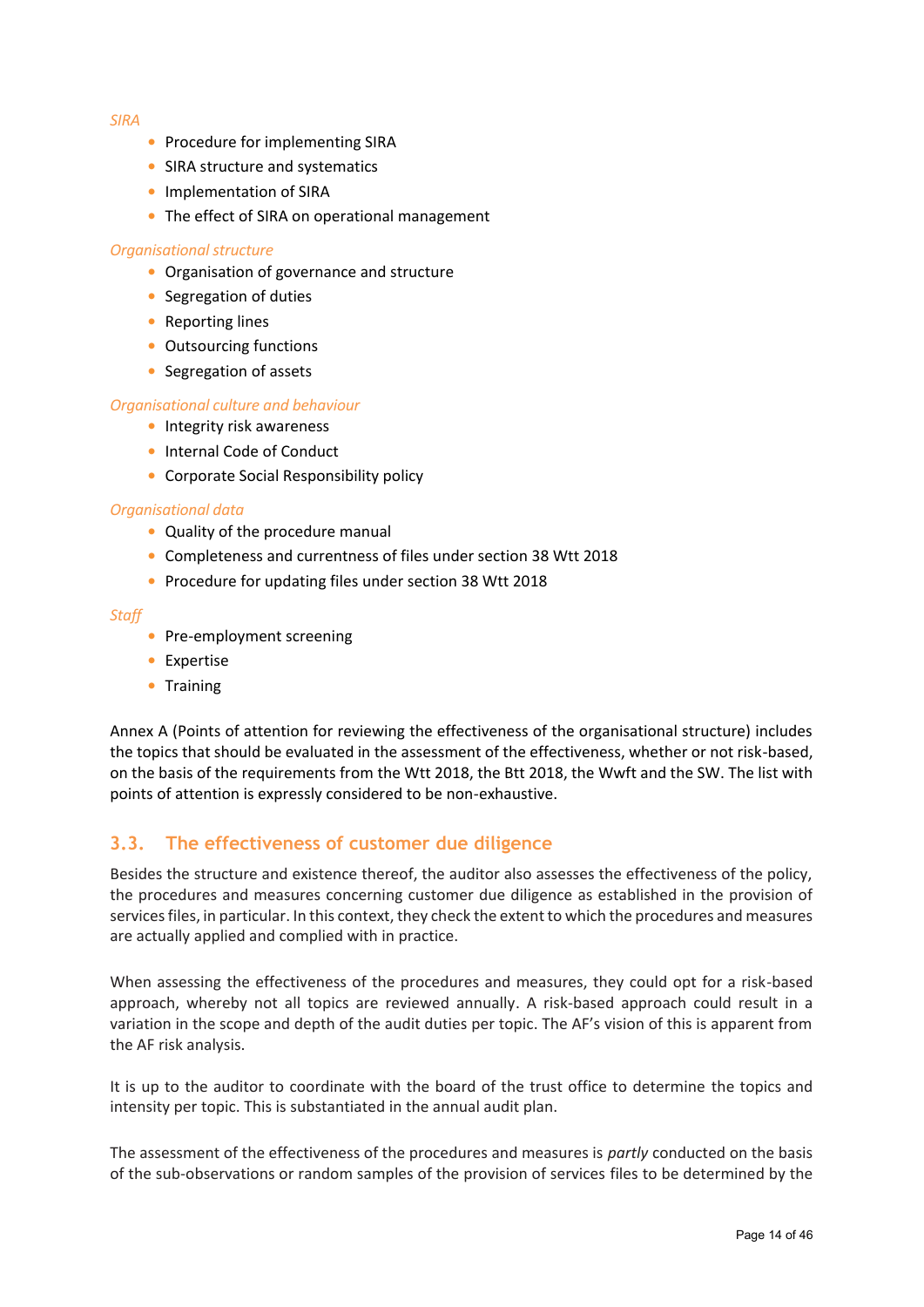*SIRA*

- Procedure for implementing SIRA
- SIRA structure and systematics
- Implementation of SIRA
- The effect of SIRA on operational management

*Organisational structure*

- Organisation of governance and structure
- Segregation of duties
- Reporting lines
- Outsourcing functions
- Segregation of assets

*Organisational culture and behaviour*

- Integrity risk awareness
- Internal Code of Conduct
- Corporate Social Responsibility policy

*Organisational data*

- Quality of the procedure manual
- Completeness and currentness of files under section 38 Wtt 2018
- Procedure for updating files under section 38 Wtt 2018

*Staff*

- Pre-employment screening
- Expertise
- Training

Annex A (Points of attention for reviewing the effectiveness of the organisational structure) includes the topics that should be evaluated in the assessment of the effectiveness, whether or not risk-based, on the basis of the requirements from the Wtt 2018, the Btt 2018, the Wwft and the SW. The list with points of attention is expressly considered to be non-exhaustive.

## 3.3. The effectiveness of customer due diligence

Besides the structure and existence thereof, the auditor also assesses the effectiveness of the policy, the procedures and measures concerning customer due diligence as established in the provision of services files, in particular. In this context, they check the extent to which the procedures and measures are actually applied and complied with in practice.

When assessing the effectiveness of the procedures and measures, they could opt for a risk-based approach, whereby not all topics are reviewed annually. A risk-based approach could result in a variation in the scope and depth of the audit duties per topic. The AF's vision of this is apparent from the AF risk analysis.

It is up to the auditor to coordinate with the board of the trust office to determine the topics and intensity per topic. This is substantiated in the annual audit plan.

The assessment of the effectiveness of the procedures and measures is *partly* conducted on the basis of the sub-observations or random samples of the provision of services files to be determined by the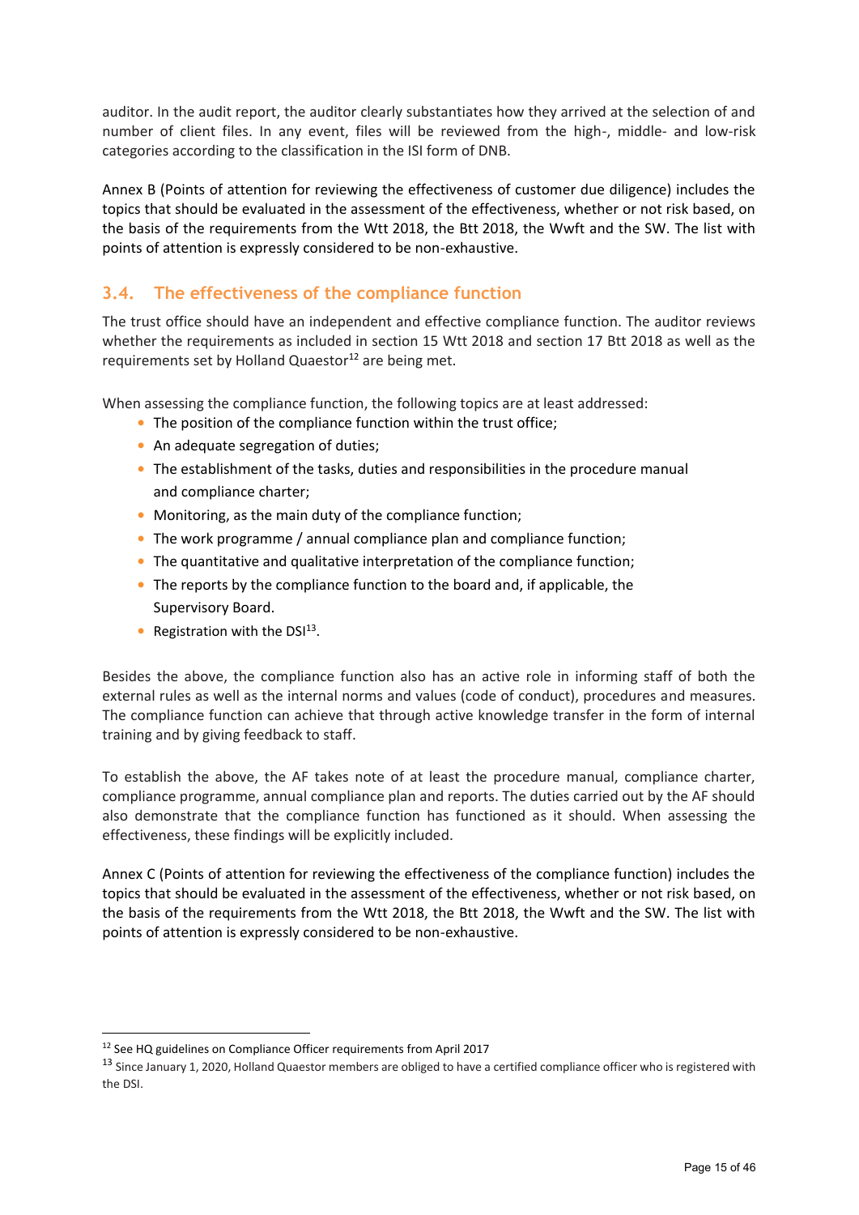auditor. In the audit report, the auditor clearly substantiates how they arrived at the selection of and number of client files. In any event, files will be reviewed from the high-, middle- and low-risk categories according to the classification in the ISI form of DNB.

Annex B (Points of attention for reviewing the effectiveness of customer due diligence) includes the topics that should be evaluated in the assessment of the effectiveness, whether or not risk based, on the basis of the requirements from the Wtt 2018, the Btt 2018, the Wwft and the SW. The list with points of attention is expressly considered to be non-exhaustive.

## 3.4. The effectiveness of the compliance function

The trust office should have an independent and effective compliance function. The auditor reviews whether the requirements as included in section 15 Wtt 2018 and section 17 Btt 2018 as well as the requirements set by Holland Quaestor[12] are being met.

When assessing the compliance function, the following topics are at least addressed:

- The position of the compliance function within the trust office;
- An adequate segregation of duties;
- The establishment of the tasks, duties and responsibilities in the procedure manual and compliance charter;
- Monitoring, as the main duty of the compliance function;
- The work programme / annual compliance plan and compliance function;
- The quantitative and qualitative interpretation of the compliance function;
- The reports by the compliance function to the board and, if applicable, the Supervisory Board.
- Registration with the DSI[13].

Besides the above, the compliance function also has an active role in informing staff of both the external rules as well as the internal norms and values (code of conduct), procedures and measures. The compliance function can achieve that through active knowledge transfer in the form of internal training and by giving feedback to staff.

To establish the above, the AF takes note of at least the procedure manual, compliance charter, compliance programme, annual compliance plan and reports. The duties carried out by the AF should also demonstrate that the compliance function has functioned as it should. When assessing the effectiveness, these findings will be explicitly included.

Annex C (Points of attention for reviewing the effectiveness of the compliance function) includes the topics that should be evaluated in the assessment of the effectiveness, whether or not risk based, on the basis of the requirements from the Wtt 2018, the Btt 2018, the Wwft and the SW. The list with points of attention is expressly considered to be non-exhaustive.

---

[12] See HQ guidelines on Compliance Officer requirements from April 2017

[13] Since January 1, 2020, Holland Quaestor members are obliged to have a certified compliance officer who is registered with the DSI.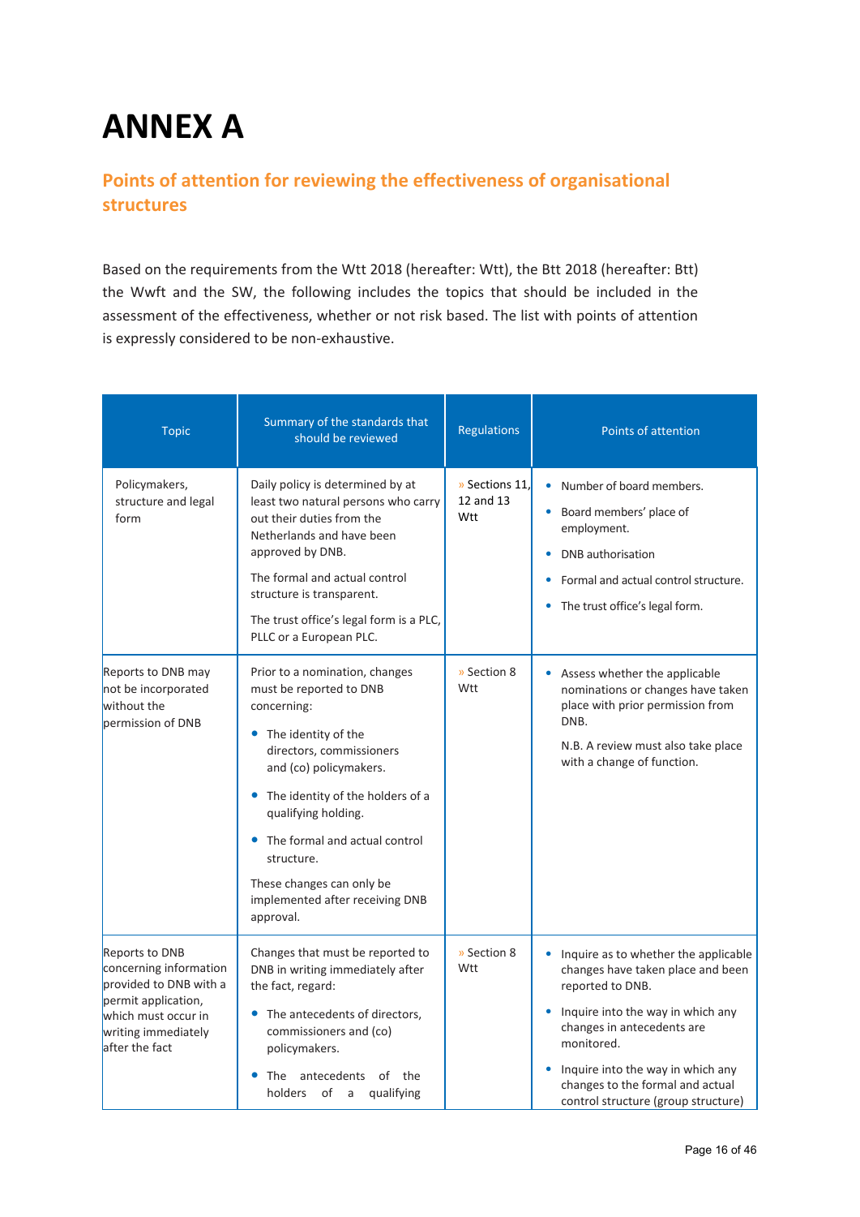# ANNEX A

## Points of attention for reviewing the effectiveness of organisational structures

Based on the requirements from the Wtt 2018 (hereafter: Wtt), the Btt 2018 (hereafter: Btt) the Wwft and the SW, the following includes the topics that should be included in the assessment of the effectiveness, whether or not risk based. The list with points of attention is expressly considered to be non-exhaustive.

| Topic | Summary of the standards that should be reviewed | Regulations | Points of attention |
|---|---|---|---|
| Policymakers, structure and legal form | Daily policy is determined by at least two natural persons who carry out their duties from the Netherlands and have been approved by DNB.<br><br>The formal and actual control structure is transparent.<br><br>The trust office's legal form is a PLC, PLLC or a European PLC. | » Sections 11, 12 and 13 Wtt | • Number of board members.<br>• Board members' place of employment.<br>• DNB authorisation<br>• Formal and actual control structure.<br>• The trust office's legal form. |
| Reports to DNB may not be incorporated without the permission of DNB | Prior to a nomination, changes must be reported to DNB concerning:<br>• The identity of the directors, commissioners and (co) policymakers.<br>• The identity of the holders of a qualifying holding.<br>• The formal and actual control structure.<br><br>These changes can only be implemented after receiving DNB approval. | » Section 8 Wtt | • Assess whether the applicable nominations or changes have taken place with prior permission from DNB.<br><br>N.B. A review must also take place with a change of function. |
| Reports to DNB concerning information provided to DNB with a permit application, which must occur in writing immediately after the fact | Changes that must be reported to DNB in writing immediately after the fact, regard:<br>• The antecedents of directors, commissioners and (co) policymakers.<br>• The antecedents of the holders of a qualifying | » Section 8 Wtt | • Inquire as to whether the applicable changes have taken place and been reported to DNB.<br>• Inquire into the way in which any changes in antecedents are monitored.<br>• Inquire into the way in which any changes to the formal and actual control structure (group structure) |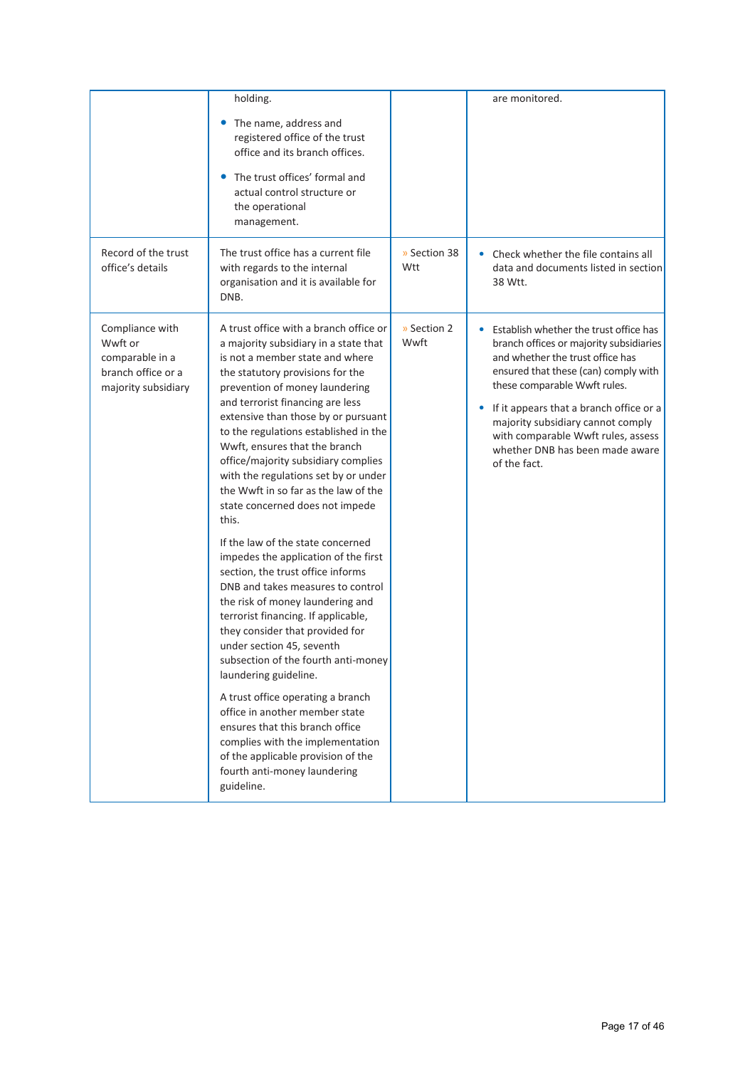| | | | |
|---|---|---|---|
| | holding.<br>• The name, address and registered office of the trust office and its branch offices.<br>• The trust offices' formal and actual control structure or the operational management. | | are monitored. |
| Record of the trust office's details | The trust office has a current file with regards to the internal organisation and it is available for DNB. | » Section 38 Wtt | • Check whether the file contains all data and documents listed in section 38 Wtt. |
| Compliance with Wwft or comparable in a branch office or a majority subsidiary | A trust office with a branch office or a majority subsidiary in a state that is not a member state and where the statutory provisions for the prevention of money laundering and terrorist financing are less extensive than those by or pursuant to the regulations established in the Wwft, ensures that the branch office/majority subsidiary complies with the regulations set by or under the Wwft in so far as the law of the state concerned does not impede this.<br><br>If the law of the state concerned impedes the application of the first section, the trust office informs DNB and takes measures to control the risk of money laundering and terrorist financing. If applicable, they consider that provided for under section 45, seventh subsection of the fourth anti-money laundering guideline.<br><br>A trust office operating a branch office in another member state ensures that this branch office complies with the implementation of the applicable provision of the fourth anti-money laundering guideline. | » Section 2 Wwft | • Establish whether the trust office has branch offices or majority subsidiaries and whether the trust office has ensured that these (can) comply with these comparable Wwft rules.<br>• If it appears that a branch office or a majority subsidiary cannot comply with comparable Wwft rules, assess whether DNB has been made aware of the fact. |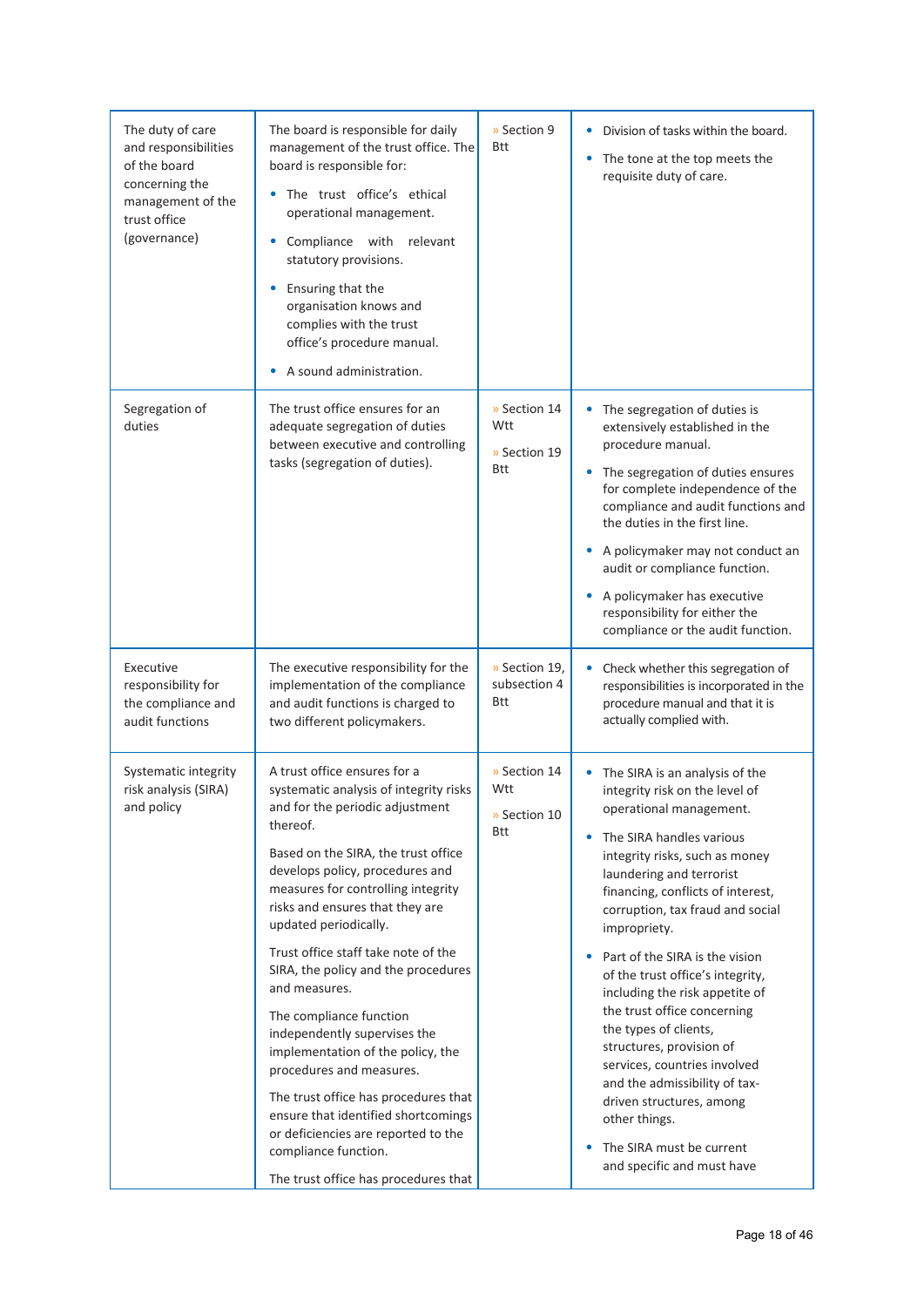| | | | |
|---|---|---|---|
| The duty of care and responsibilities of the board concerning the management of the trust office (governance) | The board is responsible for daily management of the trust office. The board is responsible for:<br>• The trust office's ethical operational management.<br>• Compliance with relevant statutory provisions.<br>• Ensuring that the organisation knows and complies with the trust office's procedure manual.<br>• A sound administration. | » Section 9 Btt | • Division of tasks within the board.<br>• The tone at the top meets the requisite duty of care. |
| Segregation of duties | The trust office ensures for an adequate segregation of duties between executive and controlling tasks (segregation of duties). | » Section 14 Wtt<br>» Section 19 Btt | • The segregation of duties is extensively established in the procedure manual.<br>• The segregation of duties ensures for complete independence of the compliance and audit functions and the duties in the first line.<br>• A policymaker may not conduct an audit or compliance function.<br>• A policymaker has executive responsibility for either the compliance or the audit function. |
| Executive responsibility for the compliance and audit functions | The executive responsibility for the implementation of the compliance and audit functions is charged to two different policymakers. | » Section 19, subsection 4 Btt | • Check whether this segregation of responsibilities is incorporated in the procedure manual and that it is actually complied with. |
| Systematic integrity risk analysis (SIRA) and policy | A trust office ensures for a systematic analysis of integrity risks and for the periodic adjustment thereof.<br>Based on the SIRA, the trust office develops policy, procedures and measures for controlling integrity risks and ensures that they are updated periodically.<br>Trust office staff take note of the SIRA, the policy and the procedures and measures.<br>The compliance function independently supervises the implementation of the policy, the procedures and measures.<br>The trust office has procedures that ensure that identified shortcomings or deficiencies are reported to the compliance function.<br>The trust office has procedures that | » Section 14 Wtt<br>» Section 10 Btt | • The SIRA is an analysis of the integrity risk on the level of operational management.<br>• The SIRA handles various integrity risks, such as money laundering and terrorist financing, conflicts of interest, corruption, tax fraud and social impropriety.<br>• Part of the SIRA is the vision of the trust office's integrity, including the risk appetite of the trust office concerning the types of clients, structures, provision of services, countries involved and the admissibility of tax-driven structures, among other things.<br>• The SIRA must be current and specific and must have |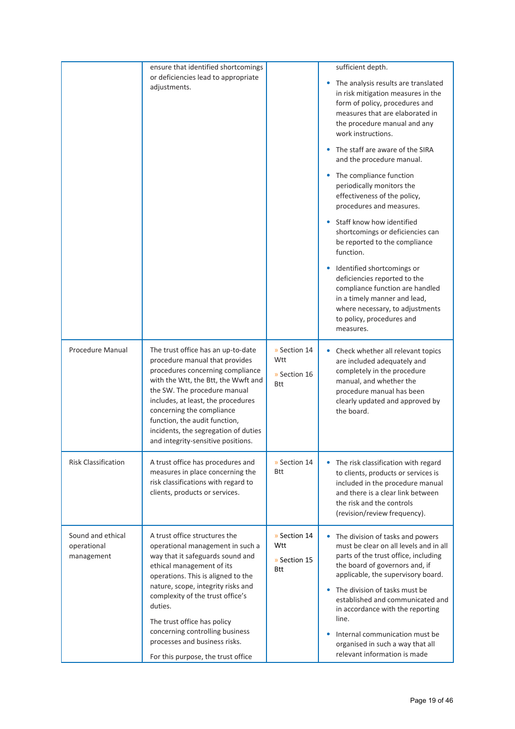| | | | |
|---|---|---|---|
| | ensure that identified shortcomings or deficiencies lead to appropriate adjustments. | | sufficient depth.<br>• The analysis results are translated in risk mitigation measures in the form of policy, procedures and measures that are elaborated in the procedure manual and any work instructions.<br>• The staff are aware of the SIRA and the procedure manual.<br>• The compliance function periodically monitors the effectiveness of the policy, procedures and measures.<br>• Staff know how identified shortcomings or deficiencies can be reported to the compliance function.<br>• Identified shortcomings or deficiencies reported to the compliance function are handled in a timely manner and lead, where necessary, to adjustments to policy, procedures and measures. |
| Procedure Manual | The trust office has an up-to-date procedure manual that provides procedures concerning compliance with the Wtt, the Btt, the Wwft and the SW. The procedure manual includes, at least, the procedures concerning the compliance function, the audit function, incidents, the segregation of duties and integrity-sensitive positions. | » Section 14 Wtt<br>» Section 16 Btt | • Check whether all relevant topics are included adequately and completely in the procedure manual, and whether the procedure manual has been clearly updated and approved by the board. |
| Risk Classification | A trust office has procedures and measures in place concerning the risk classifications with regard to clients, products or services. | » Section 14 Btt | • The risk classification with regard to clients, products or services is included in the procedure manual and there is a clear link between the risk and the controls (revision/review frequency). |
| Sound and ethical operational management | A trust office structures the operational management in such a way that it safeguards sound and ethical management of its operations. This is aligned to the nature, scope, integrity risks and complexity of the trust office's duties.<br>The trust office has policy concerning controlling business processes and business risks.<br>For this purpose, the trust office | » Section 14 Wtt<br>» Section 15 Btt | • The division of tasks and powers must be clear on all levels and in all parts of the trust office, including the board of governors and, if applicable, the supervisory board.<br>• The division of tasks must be established and communicated and in accordance with the reporting line.<br>• Internal communication must be organised in such a way that all relevant information is made |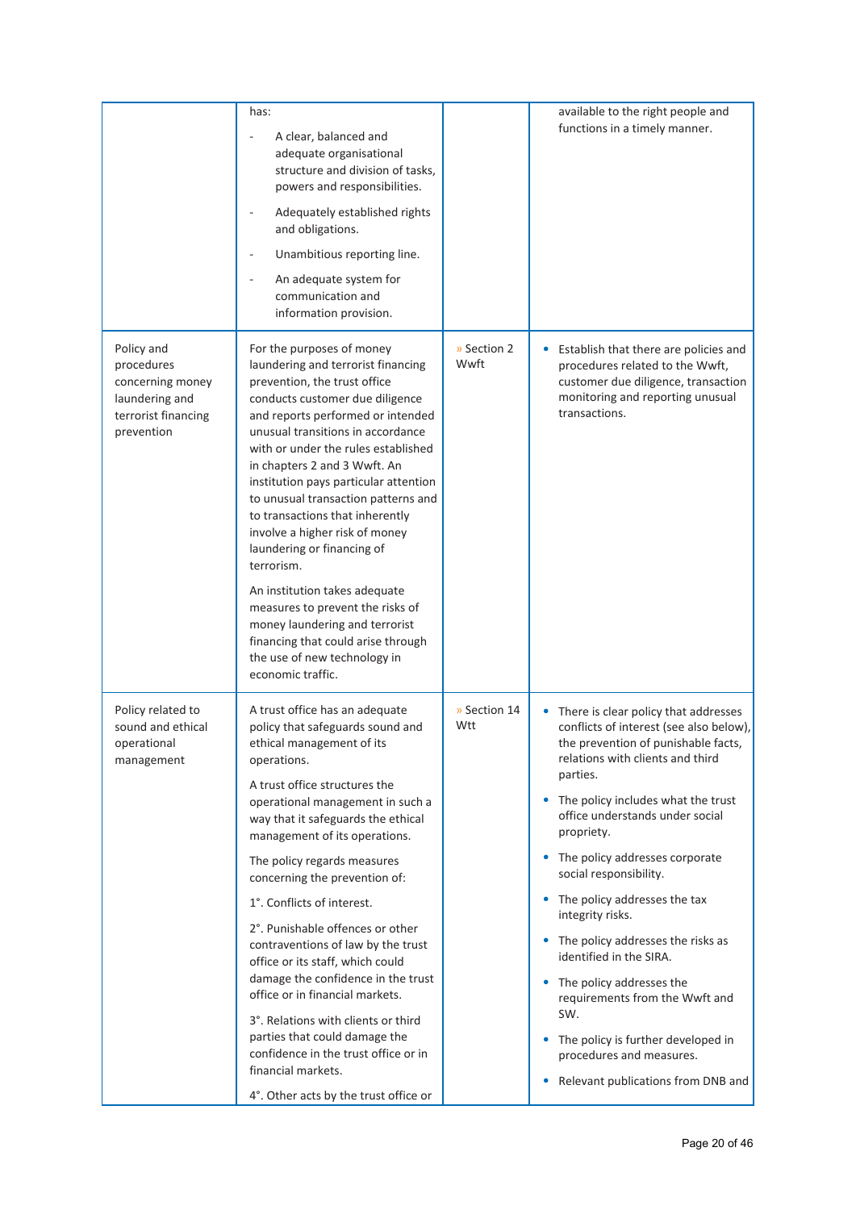| | | | |
|---|---|---|---|
| | has:<br>- A clear, balanced and adequate organisational structure and division of tasks, powers and responsibilities.<br>- Adequately established rights and obligations.<br>- Unambitious reporting line.<br>- An adequate system for communication and information provision. | | available to the right people and functions in a timely manner. |
| Policy and procedures concerning money laundering and terrorist financing prevention | For the purposes of money laundering and terrorist financing prevention, the trust office conducts customer due diligence and reports performed or intended unusual transitions in accordance with or under the rules established in chapters 2 and 3 Wwft. An institution pays particular attention to unusual transaction patterns and to transactions that inherently involve a higher risk of money laundering or financing of terrorism.<br><br>An institution takes adequate measures to prevent the risks of money laundering and terrorist financing that could arise through the use of new technology in economic traffic. | » Section 2 Wwft | • Establish that there are policies and procedures related to the Wwft, customer due diligence, transaction monitoring and reporting unusual transactions. |
| Policy related to sound and ethical operational management | A trust office has an adequate policy that safeguards sound and ethical management of its operations.<br><br>A trust office structures the operational management in such a way that it safeguards the ethical management of its operations.<br><br>The policy regards measures concerning the prevention of:<br><br>1°. Conflicts of interest.<br><br>2°. Punishable offences or other contraventions of law by the trust office or its staff, which could damage the confidence in the trust office or in financial markets.<br><br>3°. Relations with clients or third parties that could damage the confidence in the trust office or in financial markets.<br><br>4°. Other acts by the trust office or | » Section 14 Wtt | • There is clear policy that addresses conflicts of interest (see also below), the prevention of punishable facts, relations with clients and third parties.<br>• The policy includes what the trust office understands under social propriety.<br>• The policy addresses corporate social responsibility.<br>• The policy addresses the tax integrity risks.<br>• The policy addresses the risks as identified in the SIRA.<br>• The policy addresses the requirements from the Wwft and SW.<br>• The policy is further developed in procedures and measures.<br>• Relevant publications from DNB and |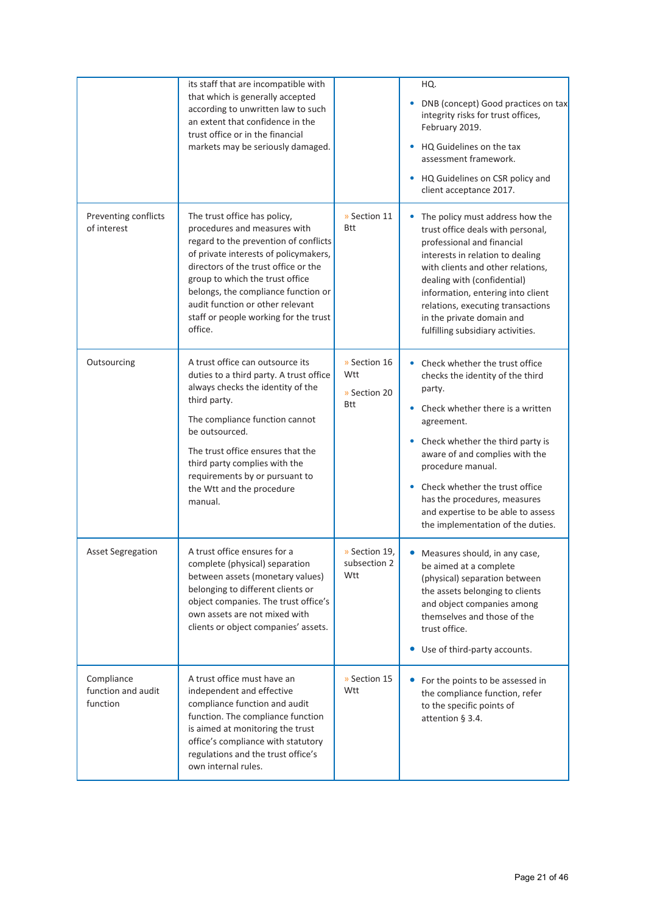| | | | |
|---|---|---|---|
| | its staff that are incompatible with that which is generally accepted according to unwritten law to such an extent that confidence in the trust office or in the financial markets may be seriously damaged. | | HQ.<br>• DNB (concept) Good practices on tax integrity risks for trust offices, February 2019.<br>• HQ Guidelines on the tax assessment framework.<br>• HQ Guidelines on CSR policy and client acceptance 2017. |
| Preventing conflicts of interest | The trust office has policy, procedures and measures with regard to the prevention of conflicts of private interests of policymakers, directors of the trust office or the group to which the trust office belongs, the compliance function or audit function or other relevant staff or people working for the trust office. | » Section 11 Btt | • The policy must address how the trust office deals with personal, professional and financial interests in relation to dealing with clients and other relations, dealing with (confidential) information, entering into client relations, executing transactions in the private domain and fulfilling subsidiary activities. |
| Outsourcing | A trust office can outsource its duties to a third party. A trust office always checks the identity of the third party.<br><br>The compliance function cannot be outsourced.<br><br>The trust office ensures that the third party complies with the requirements by or pursuant to the Wtt and the procedure manual. | » Section 16 Wtt<br>» Section 20 Btt | • Check whether the trust office checks the identity of the third party.<br>• Check whether there is a written agreement.<br>• Check whether the third party is aware of and complies with the procedure manual.<br>• Check whether the trust office has the procedures, measures and expertise to be able to assess the implementation of the duties. |
| Asset Segregation | A trust office ensures for a complete (physical) separation between assets (monetary values) belonging to different clients or object companies. The trust office's own assets are not mixed with clients or object companies' assets. | » Section 19, subsection 2 Wtt | • Measures should, in any case, be aimed at a complete (physical) separation between the assets belonging to clients and object companies among themselves and those of the trust office.<br>• Use of third-party accounts. |
| Compliance function and audit function | A trust office must have an independent and effective compliance function and audit function. The compliance function is aimed at monitoring the trust office's compliance with statutory regulations and the trust office's own internal rules. | » Section 15 Wtt | • For the points to be assessed in the compliance function, refer to the specific points of attention § 3.4. |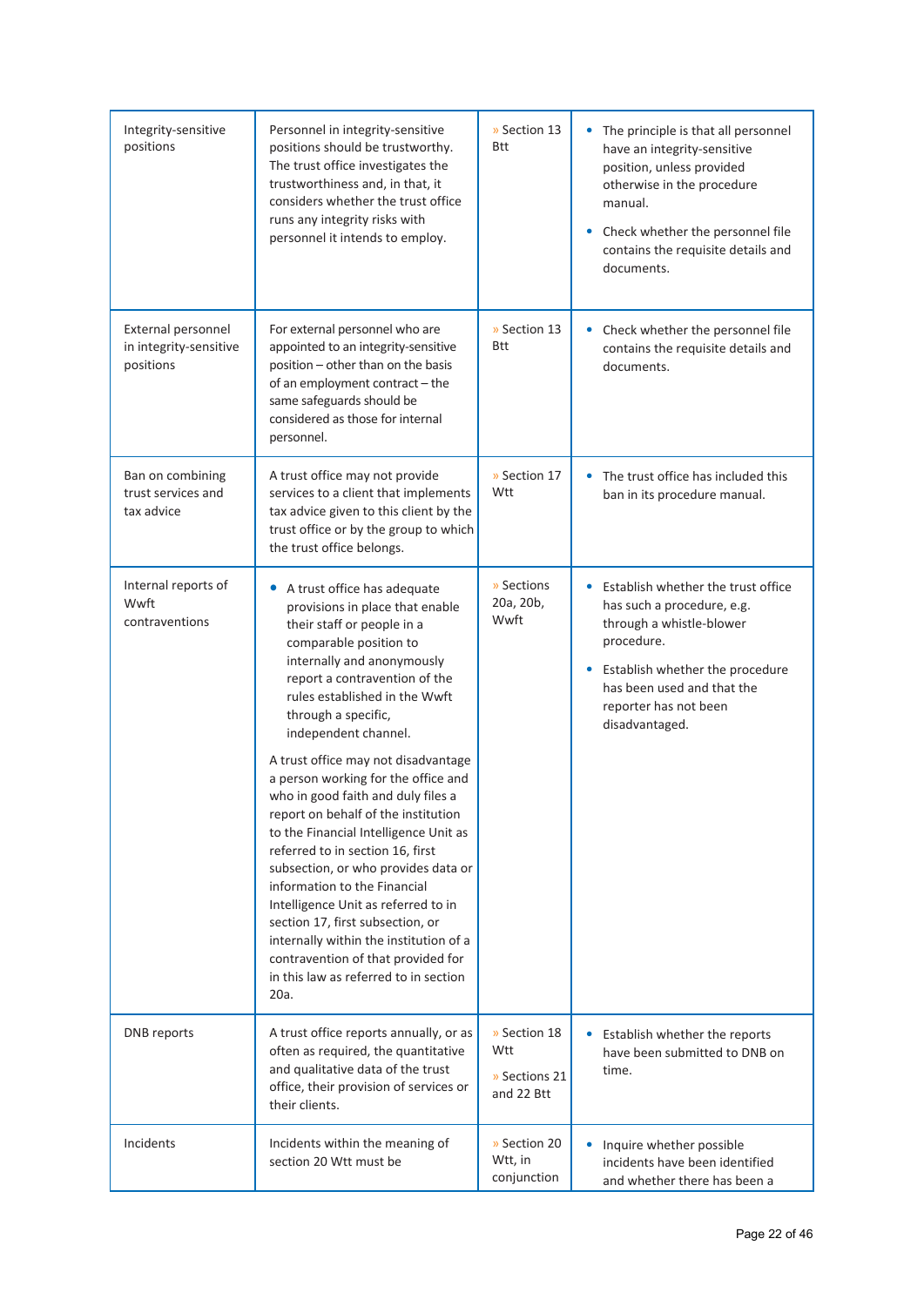| | | | |
|---|---|---|---|
| Integrity-sensitive positions | Personnel in integrity-sensitive positions should be trustworthy. The trust office investigates the trustworthiness and, in that, it considers whether the trust office runs any integrity risks with personnel it intends to employ. | » Section 13 Btt | • The principle is that all personnel have an integrity-sensitive position, unless provided otherwise in the procedure manual.<br>• Check whether the personnel file contains the requisite details and documents. |
| External personnel in integrity-sensitive positions | For external personnel who are appointed to an integrity-sensitive position – other than on the basis of an employment contract – the same safeguards should be considered as those for internal personnel. | » Section 13 Btt | • Check whether the personnel file contains the requisite details and documents. |
| Ban on combining trust services and tax advice | A trust office may not provide services to a client that implements tax advice given to this client by the trust office or by the group to which the trust office belongs. | » Section 17 Wtt | • The trust office has included this ban in its procedure manual. |
| Internal reports of Wwft contraventions | • A trust office has adequate provisions in place that enable their staff or people in a comparable position to internally and anonymously report a contravention of the rules established in the Wwft through a specific, independent channel.<br><br>A trust office may not disadvantage a person working for the office and who in good faith and duly files a report on behalf of the institution to the Financial Intelligence Unit as referred to in section 16, first subsection, or who provides data or information to the Financial Intelligence Unit as referred to in section 17, first subsection, or internally within the institution of a contravention of that provided for in this law as referred to in section 20a. | » Sections 20a, 20b, Wwft | • Establish whether the trust office has such a procedure, e.g. through a whistle-blower procedure.<br>• Establish whether the procedure has been used and that the reporter has not been disadvantaged. |
| DNB reports | A trust office reports annually, or as often as required, the quantitative and qualitative data of the trust office, their provision of services or their clients. | » Section 18 Wtt<br>» Sections 21 and 22 Btt | • Establish whether the reports have been submitted to DNB on time. |
| Incidents | Incidents within the meaning of section 20 Wtt must be | » Section 20 Wtt, in conjunction | • Inquire whether possible incidents have been identified and whether there has been a |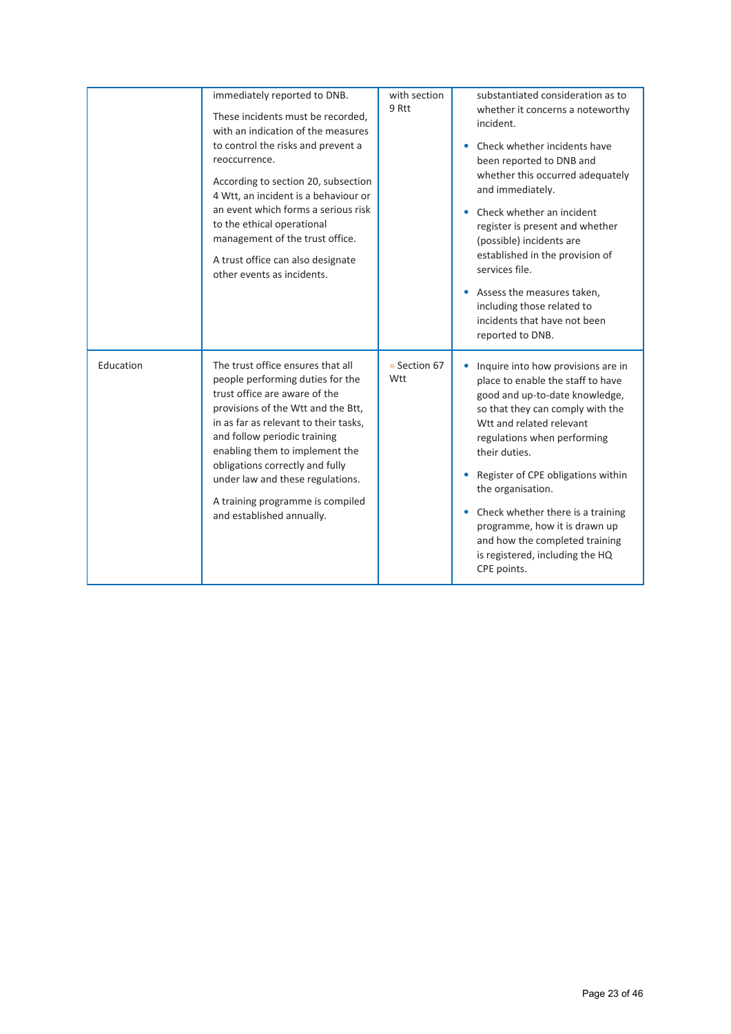| | | | |
|---|---|---|---|
| | immediately reported to DNB.<br><br>These incidents must be recorded, with an indication of the measures to control the risks and prevent a reoccurrence.<br><br>According to section 20, subsection 4 Wtt, an incident is a behaviour or an event which forms a serious risk to the ethical operational management of the trust office.<br><br>A trust office can also designate other events as incidents. | with section 9 Rtt | substantiated consideration as to whether it concerns a noteworthy incident.<br><br>• Check whether incidents have been reported to DNB and whether this occurred adequately and immediately.<br><br>• Check whether an incident register is present and whether (possible) incidents are established in the provision of services file.<br><br>• Assess the measures taken, including those related to incidents that have not been reported to DNB. |
| Education | The trust office ensures that all people performing duties for the trust office are aware of the provisions of the Wtt and the Btt, in as far as relevant to their tasks, and follow periodic training enabling them to implement the obligations correctly and fully under law and these regulations.<br><br>A training programme is compiled and established annually. | » Section 67 Wtt | • Inquire into how provisions are in place to enable the staff to have good and up-to-date knowledge, so that they can comply with the Wtt and related relevant regulations when performing their duties.<br><br>• Register of CPE obligations within the organisation.<br><br>• Check whether there is a training programme, how it is drawn up and how the completed training is registered, including the HQ CPE points. |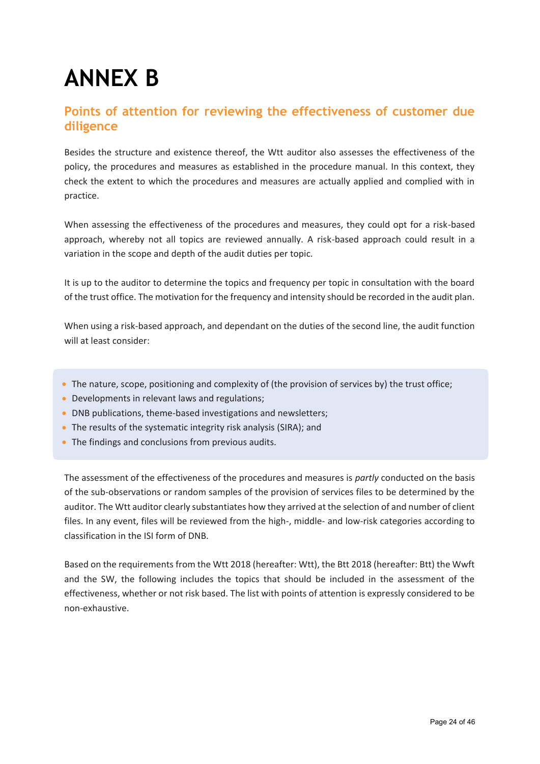# ANNEX B

## Points of attention for reviewing the effectiveness of customer due diligence

Besides the structure and existence thereof, the Wtt auditor also assesses the effectiveness of the policy, the procedures and measures as established in the procedure manual. In this context, they check the extent to which the procedures and measures are actually applied and complied with in practice.

When assessing the effectiveness of the procedures and measures, they could opt for a risk-based approach, whereby not all topics are reviewed annually. A risk-based approach could result in a variation in the scope and depth of the audit duties per topic.

It is up to the auditor to determine the topics and frequency per topic in consultation with the board of the trust office. The motivation for the frequency and intensity should be recorded in the audit plan.

When using a risk-based approach, and dependant on the duties of the second line, the audit function will at least consider:

- The nature, scope, positioning and complexity of (the provision of services by) the trust office;
- Developments in relevant laws and regulations;
- DNB publications, theme-based investigations and newsletters;
- The results of the systematic integrity risk analysis (SIRA); and
- The findings and conclusions from previous audits.

The assessment of the effectiveness of the procedures and measures is *partly* conducted on the basis of the sub-observations or random samples of the provision of services files to be determined by the auditor. The Wtt auditor clearly substantiates how they arrived at the selection of and number of client files. In any event, files will be reviewed from the high-, middle- and low-risk categories according to classification in the ISI form of DNB.

Based on the requirements from the Wtt 2018 (hereafter: Wtt), the Btt 2018 (hereafter: Btt) the Wwft and the SW, the following includes the topics that should be included in the assessment of the effectiveness, whether or not risk based. The list with points of attention is expressly considered to be non-exhaustive.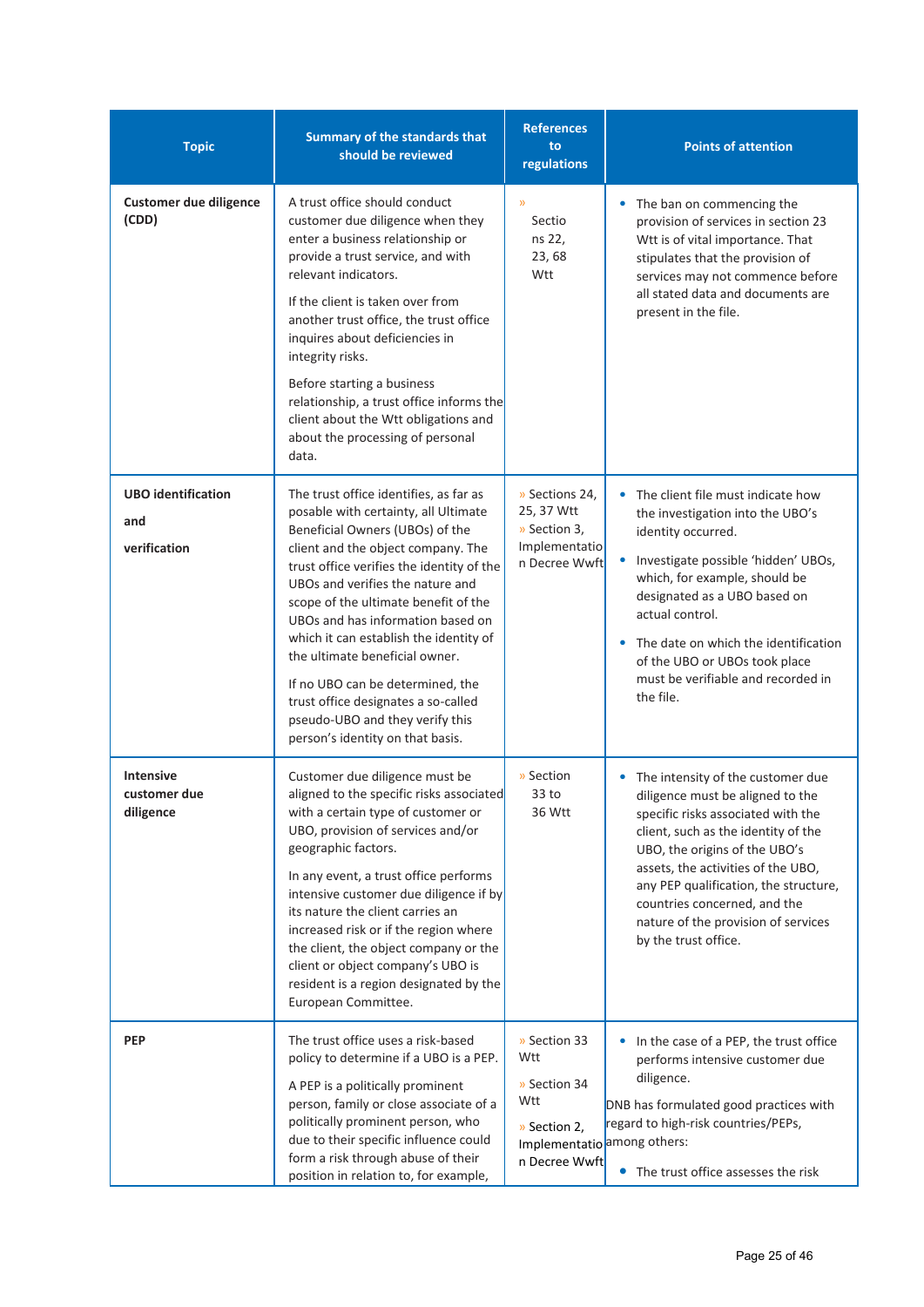| Topic | Summary of the standards that should be reviewed | References to regulations | Points of attention |
|---|---|---|---|
| **Customer due diligence (CDD)** | A trust office should conduct customer due diligence when they enter a business relationship or provide a trust service, and with relevant indicators.<br><br>If the client is taken over from another trust office, the trust office inquires about deficiencies in integrity risks.<br><br>Before starting a business relationship, a trust office informs the client about the Wtt obligations and about the processing of personal data. | » Sections 22, 23, 68 Wtt | • The ban on commencing the provision of services in section 23 Wtt is of vital importance. That stipulates that the provision of services may not commence before all stated data and documents are present in the file. |
| **UBO identification and verification** | The trust office identifies, as far as posable with certainty, all Ultimate Beneficial Owners (UBOs) of the client and the object company. The trust office verifies the identity of the UBOs and verifies the nature and scope of the ultimate benefit of the UBOs and has information based on which it can establish the identity of the ultimate beneficial owner.<br><br>If no UBO can be determined, the trust office designates a so-called pseudo-UBO and they verify this person's identity on that basis. | » Sections 24, 25, 37 Wtt<br>» Section 3, Implementation Decree Wwft | • The client file must indicate how the investigation into the UBO's identity occurred.<br>• Investigate possible 'hidden' UBOs, which, for example, should be designated as a UBO based on actual control.<br>• The date on which the identification of the UBO or UBOs took place must be verifiable and recorded in the file. |
| **Intensive customer due diligence** | Customer due diligence must be aligned to the specific risks associated with a certain type of customer or UBO, provision of services and/or geographic factors.<br><br>In any event, a trust office performs intensive customer due diligence if by its nature the client carries an increased risk or if the region where the client, the object company or the client or object company's UBO is resident is a region designated by the European Committee. | » Section 33 to 36 Wtt | • The intensity of the customer due diligence must be aligned to the specific risks associated with the client, such as the identity of the UBO, the origins of the UBO's assets, the activities of the UBO, any PEP qualification, the structure, countries concerned, and the nature of the provision of services by the trust office. |
| **PEP** | The trust office uses a risk-based policy to determine if a UBO is a PEP.<br><br>A PEP is a politically prominent person, family or close associate of a politically prominent person, who due to their specific influence could form a risk through abuse of their position in relation to, for example, | » Section 33 Wtt<br>» Section 34 Wtt<br>» Section 2, Implementation Decree Wwft | • In the case of a PEP, the trust office performs intensive customer due diligence.<br><br>DNB has formulated good practices with regard to high-risk countries/PEPs, among others:<br>• The trust office assesses the risk |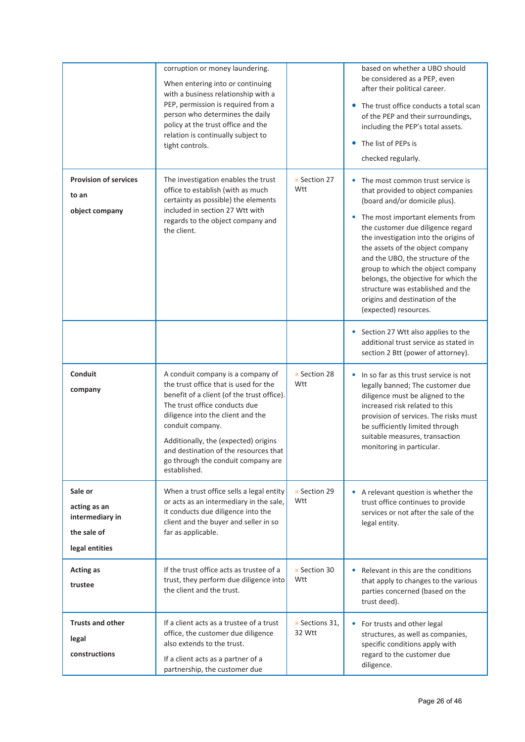| | | | |
|---|---|---|---|
| | corruption or money laundering. When entering into or continuing with a business relationship with a PEP, permission is required from a person who determines the daily policy at the trust office and the relation is continually subject to tight controls. | | based on whether a UBO should be considered as a PEP, even after their political career. <br>• The trust office conducts a total scan of the PEP and their surroundings, including the PEP's total assets. <br>• The list of PEPs is checked regularly. |
| **Provision of services to an object company** | The investigation enables the trust office to establish (with as much certainty as possible) the elements included in section 27 Wtt with regards to the object company and the client. | » Section 27 Wtt | • The most common trust service is that provided to object companies (board and/or domicile plus). <br>• The most important elements from the customer due diligence regard the investigation into the origins of the assets of the object company and the UBO, the structure of the group to which the object company belongs, the objective for which the structure was established and the origins and destination of the (expected) resources. |
| | | | • Section 27 Wtt also applies to the additional trust service as stated in section 2 Btt (power of attorney). |
| **Conduit company** | A conduit company is a company of the trust office that is used for the benefit of a client (of the trust office). The trust office conducts due diligence into the client and the conduit company. Additionally, the (expected) origins and destination of the resources that go through the conduit company are established. | » Section 28 Wtt | • In so far as this trust service is not legally banned; The customer due diligence must be aligned to the increased risk related to this provision of services. The risks must be sufficiently limited through suitable measures, transaction monitoring in particular. |
| **Sale or acting as an intermediary in the sale of legal entities** | When a trust office sells a legal entity or acts as an intermediary in the sale, it conducts due diligence into the client and the buyer and seller in so far as applicable. | » Section 29 Wtt | • A relevant question is whether the trust office continues to provide services or not after the sale of the legal entity. |
| **Acting as trustee** | If the trust office acts as trustee of a trust, they perform due diligence into the client and the trust. | » Section 30 Wtt | • Relevant in this are the conditions that apply to changes to the various parties concerned (based on the trust deed). |
| **Trusts and other legal constructions** | If a client acts as a trustee of a trust office, the customer due diligence also extends to the trust. If a client acts as a partner of a partnership, the customer due | » Sections 31, 32 Wtt | • For trusts and other legal structures, as well as companies, specific conditions apply with regard to the customer due diligence. |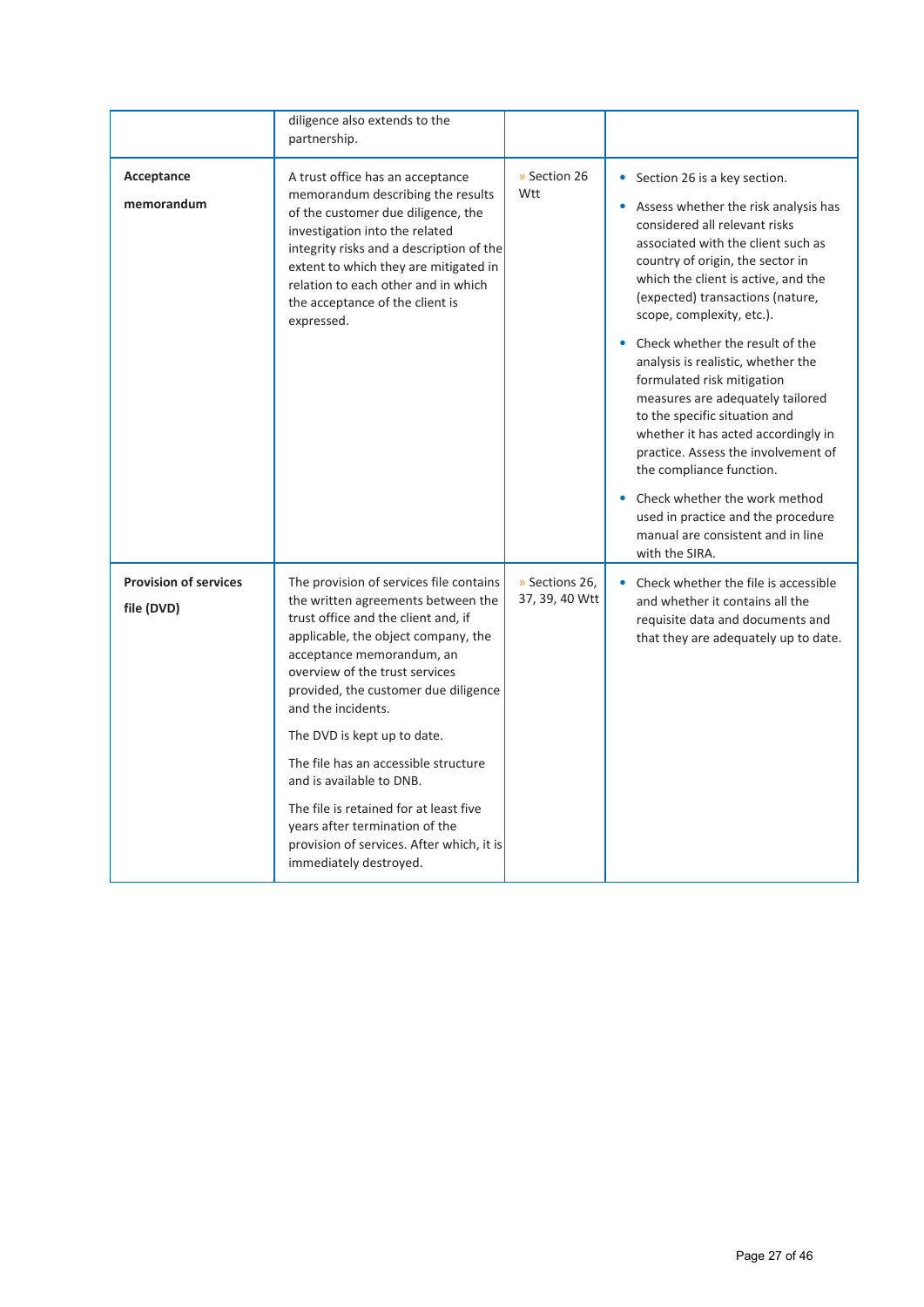| | | | |
|---|---|---|---|
| | diligence also extends to the partnership. | | |
| **Acceptance memorandum** | A trust office has an acceptance memorandum describing the results of the customer due diligence, the investigation into the related integrity risks and a description of the extent to which they are mitigated in relation to each other and in which the acceptance of the client is expressed. | » Section 26 Wtt | • Section 26 is a key section.<br>• Assess whether the risk analysis has considered all relevant risks associated with the client such as country of origin, the sector in which the client is active, and the (expected) transactions (nature, scope, complexity, etc.).<br>• Check whether the result of the analysis is realistic, whether the formulated risk mitigation measures are adequately tailored to the specific situation and whether it has acted accordingly in practice. Assess the involvement of the compliance function.<br>• Check whether the work method used in practice and the procedure manual are consistent and in line with the SIRA. |
| **Provision of services file (DVD)** | The provision of services file contains the written agreements between the trust office and the client and, if applicable, the object company, the acceptance memorandum, an overview of the trust services provided, the customer due diligence and the incidents.<br><br>The DVD is kept up to date.<br><br>The file has an accessible structure and is available to DNB.<br><br>The file is retained for at least five years after termination of the provision of services. After which, it is immediately destroyed. | » Sections 26, 37, 39, 40 Wtt | • Check whether the file is accessible and whether it contains all the requisite data and documents and that they are adequately up to date. |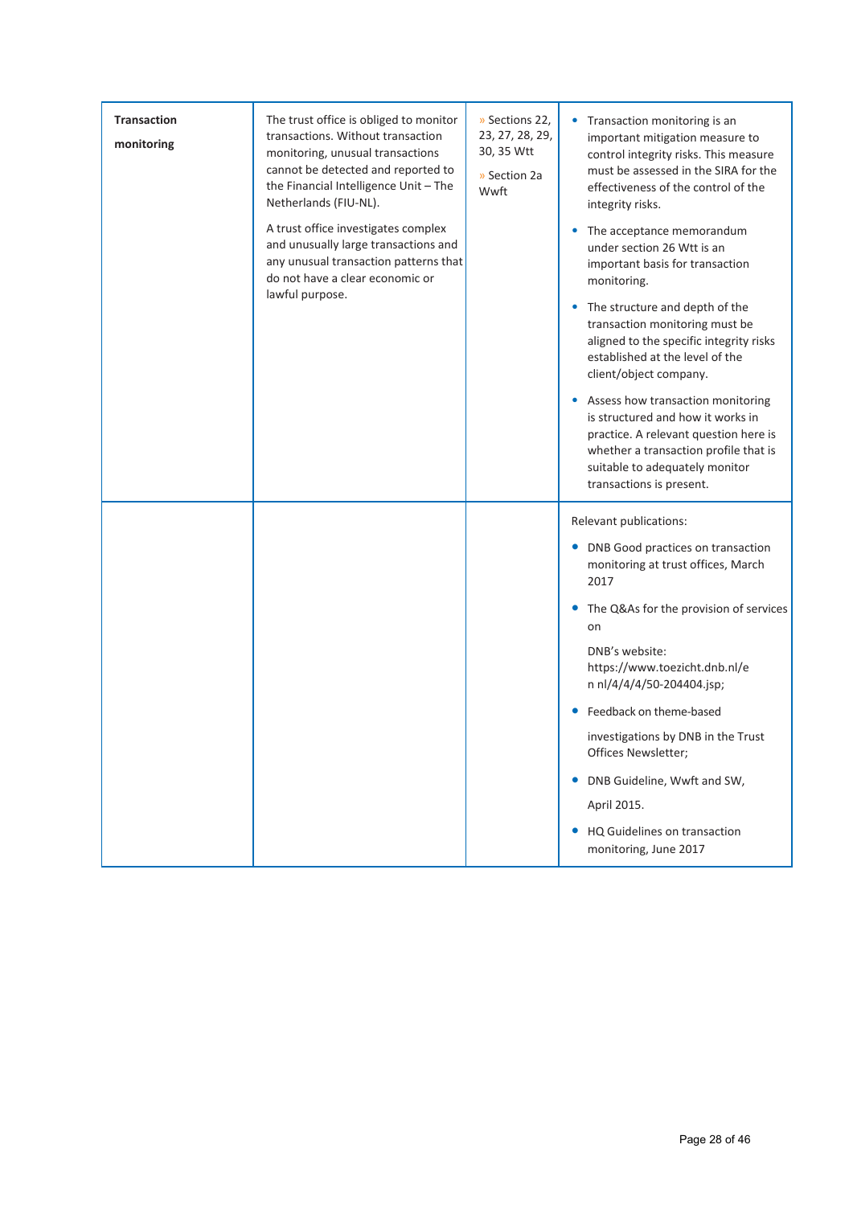| | | | |
|---|---|---|---|
| **Transaction monitoring** | The trust office is obliged to monitor transactions. Without transaction monitoring, unusual transactions cannot be detected and reported to the Financial Intelligence Unit – The Netherlands (FIU-NL).<br><br>A trust office investigates complex and unusually large transactions and any unusual transaction patterns that do not have a clear economic or lawful purpose. | » Sections 22, 23, 27, 28, 29, 30, 35 Wtt<br><br>» Section 2a Wwft | • Transaction monitoring is an important mitigation measure to control integrity risks. This measure must be assessed in the SIRA for the effectiveness of the control of the integrity risks.<br><br>• The acceptance memorandum under section 26 Wtt is an important basis for transaction monitoring.<br><br>• The structure and depth of the transaction monitoring must be aligned to the specific integrity risks established at the level of the client/object company.<br><br>• Assess how transaction monitoring is structured and how it works in practice. A relevant question here is whether a transaction profile that is suitable to adequately monitor transactions is present. |
| | | | Relevant publications:<br><br>• DNB Good practices on transaction monitoring at trust offices, March 2017<br><br>• The Q&As for the provision of services on<br><br>DNB's website: https://www.toezicht.dnb.nl/e n nl/4/4/4/50-204404.jsp;<br><br>• Feedback on theme-based<br><br>investigations by DNB in the Trust Offices Newsletter;<br><br>• DNB Guideline, Wwft and SW,<br><br>April 2015.<br><br>• HQ Guidelines on transaction monitoring, June 2017 |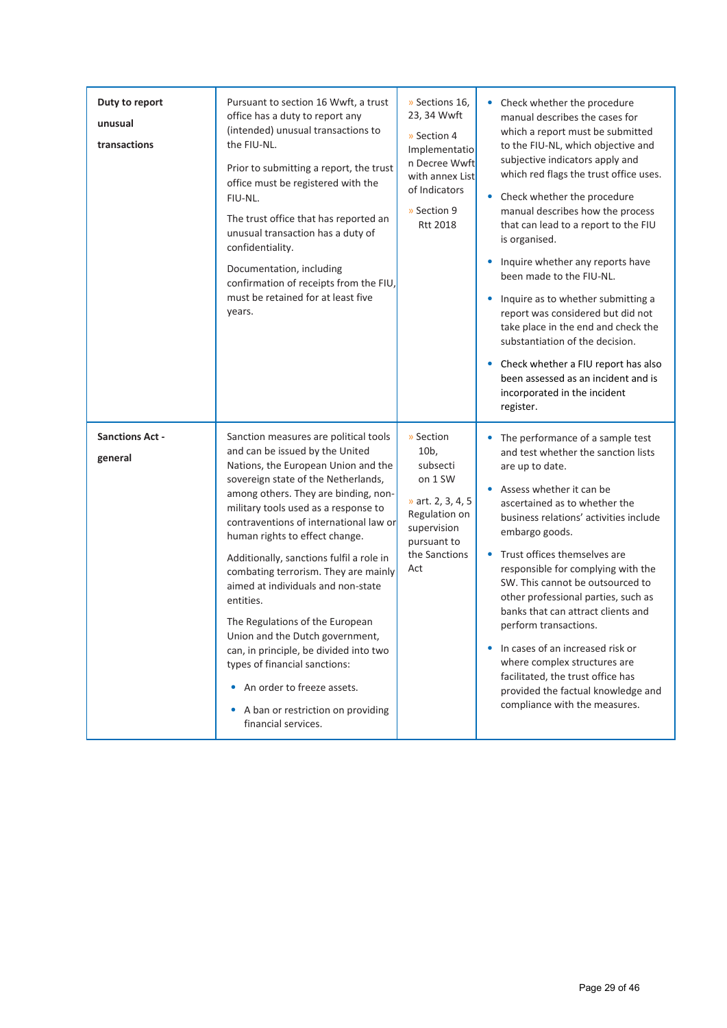| | | | |
|---|---|---|---|
| **Duty to report unusual transactions** | Pursuant to section 16 Wwft, a trust office has a duty to report any (intended) unusual transactions to the FIU-NL.<br><br>Prior to submitting a report, the trust office must be registered with the FIU-NL.<br><br>The trust office that has reported an unusual transaction has a duty of confidentiality.<br><br>Documentation, including confirmation of receipts from the FIU, must be retained for at least five years. | » Sections 16, 23, 34 Wwft<br><br>» Section 4 Implementation Decree Wwft with annex List of Indicators<br><br>» Section 9 Rtt 2018 | • Check whether the procedure manual describes the cases for which a report must be submitted to the FIU-NL, which objective and subjective indicators apply and which red flags the trust office uses.<br><br>• Check whether the procedure manual describes how the process that can lead to a report to the FIU is organised.<br><br>• Inquire whether any reports have been made to the FIU-NL.<br><br>• Inquire as to whether submitting a report was considered but did not take place in the end and check the substantiation of the decision.<br><br>• Check whether a FIU report has also been assessed as an incident and is incorporated in the incident register. |
| **Sanctions Act - general** | Sanction measures are political tools and can be issued by the United Nations, the European Union and the sovereign state of the Netherlands, among others. They are binding, non-military tools used as a response to contraventions of international law or human rights to effect change.<br><br>Additionally, sanctions fulfil a role in combating terrorism. They are mainly aimed at individuals and non-state entities.<br><br>The Regulations of the European Union and the Dutch government, can, in principle, be divided into two types of financial sanctions:<br><br>• An order to freeze assets.<br><br>• A ban or restriction on providing financial services. | » Section 10b, subsection 1 SW<br><br>» art. 2, 3, 4, 5 Regulation on supervision pursuant to the Sanctions Act | • The performance of a sample test and test whether the sanction lists are up to date.<br><br>• Assess whether it can be ascertained as to whether the business relations' activities include embargo goods.<br><br>• Trust offices themselves are responsible for complying with the SW. This cannot be outsourced to other professional parties, such as banks that can attract clients and perform transactions.<br><br>• In cases of an increased risk or where complex structures are facilitated, the trust office has provided the factual knowledge and compliance with the measures. |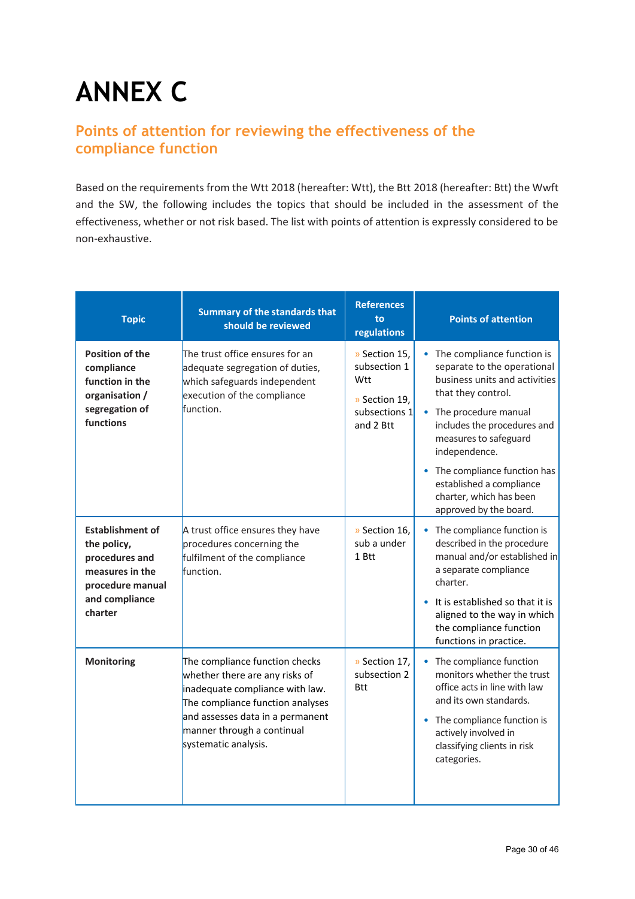# ANNEX C

## Points of attention for reviewing the effectiveness of the compliance function

Based on the requirements from the Wtt 2018 (hereafter: Wtt), the Btt 2018 (hereafter: Btt) the Wwft and the SW, the following includes the topics that should be included in the assessment of the effectiveness, whether or not risk based. The list with points of attention is expressly considered to be non-exhaustive.

| Topic | Summary of the standards that should be reviewed | References to regulations | Points of attention |
|---|---|---|---|
| **Position of the compliance function in the organisation / segregation of functions** | The trust office ensures for an adequate segregation of duties, which safeguards independent execution of the compliance function. | » Section 15, subsection 1 Wtt<br>» Section 19, subsections 1 and 2 Btt | • The compliance function is separate to the operational business units and activities that they control.<br>• The procedure manual includes the procedures and measures to safeguard independence.<br>• The compliance function has established a compliance charter, which has been approved by the board. |
| **Establishment of the policy, procedures and measures in the procedure manual and compliance charter** | A trust office ensures they have procedures concerning the fulfilment of the compliance function. | » Section 16, sub a under 1 Btt | • The compliance function is described in the procedure manual and/or established in a separate compliance charter.<br>• It is established so that it is aligned to the way in which the compliance function functions in practice. |
| **Monitoring** | The compliance function checks whether there are any risks of inadequate compliance with law. The compliance function analyses and assesses data in a permanent manner through a continual systematic analysis. | » Section 17, subsection 2 Btt | • The compliance function monitors whether the trust office acts in line with law and its own standards.<br>• The compliance function is actively involved in classifying clients in risk categories. |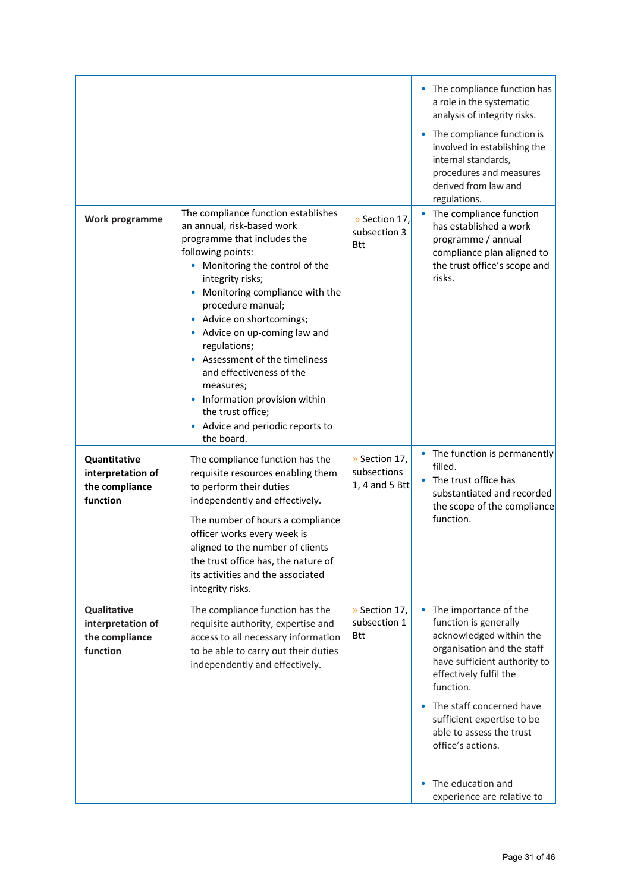| | | | |
|---|---|---|---|
| | | | • The compliance function has a role in the systematic analysis of integrity risks. • The compliance function is involved in establishing the internal standards, procedures and measures derived from law and regulations. |
| **Work programme** | The compliance function establishes an annual, risk-based work programme that includes the following points: • Monitoring the control of the integrity risks; • Monitoring compliance with the procedure manual; • Advice on shortcomings; • Advice on up-coming law and regulations; • Assessment of the timeliness and effectiveness of the measures; • Information provision within the trust office; • Advice and periodic reports to the board. | » Section 17, subsection 3 Btt | • The compliance function has established a work programme / annual compliance plan aligned to the trust office's scope and risks. |
| **Quantitative interpretation of the compliance function** | The compliance function has the requisite resources enabling them to perform their duties independently and effectively. The number of hours a compliance officer works every week is aligned to the number of clients the trust office has, the nature of its activities and the associated integrity risks. | » Section 17, subsections 1, 4 and 5 Btt | • The function is permanently filled. • The trust office has substantiated and recorded the scope of the compliance function. |
| **Qualitative interpretation of the compliance function** | The compliance function has the requisite authority, expertise and access to all necessary information to be able to carry out their duties independently and effectively. | » Section 17, subsection 1 Btt | • The importance of the function is generally acknowledged within the organisation and the staff have sufficient authority to effectively fulfil the function. • The staff concerned have sufficient expertise to be able to assess the trust office's actions. • The education and experience are relative to |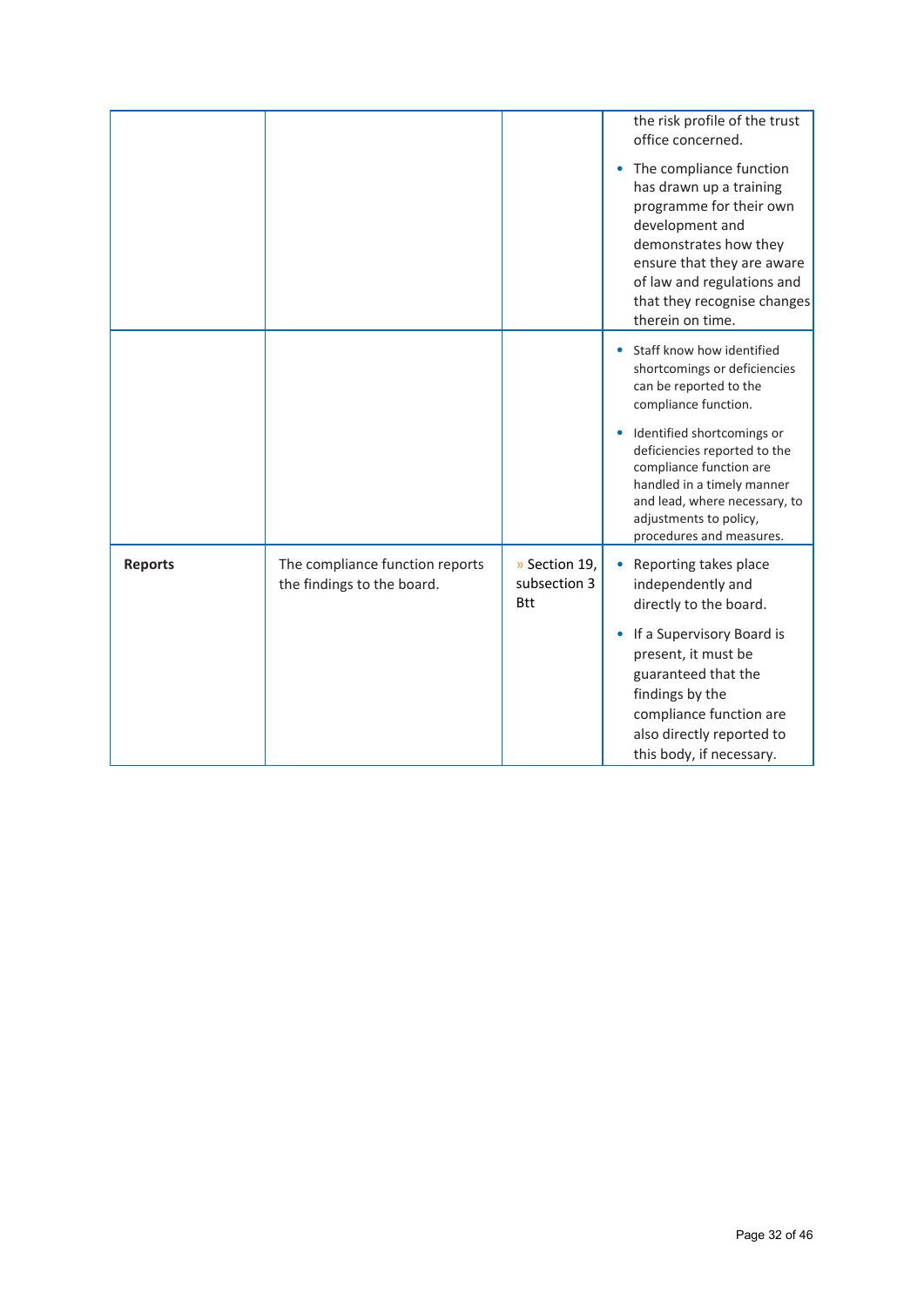|  |  |  |  |
|---|---|---|---|
|  |  |  | the risk profile of the trust office concerned.<br>• The compliance function has drawn up a training programme for their own development and demonstrates how they ensure that they are aware of law and regulations and that they recognise changes therein on time. |
|  |  |  | • Staff know how identified shortcomings or deficiencies can be reported to the compliance function.<br>• Identified shortcomings or deficiencies reported to the compliance function are handled in a timely manner and lead, where necessary, to adjustments to policy, procedures and measures. |
| **Reports** | The compliance function reports the findings to the board. | » Section 19, subsection 3 Btt | • Reporting takes place independently and directly to the board.<br>• If a Supervisory Board is present, it must be guaranteed that the findings by the compliance function are also directly reported to this body, if necessary. |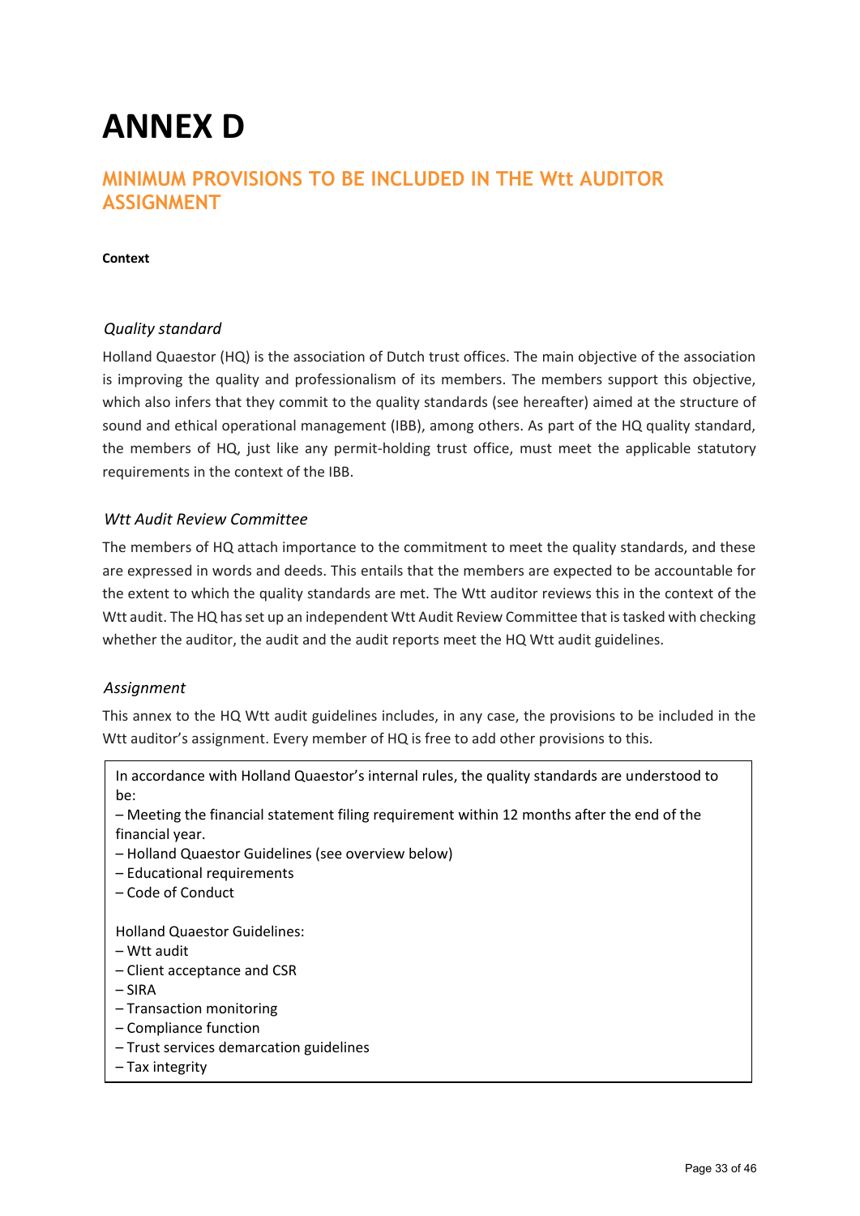# ANNEX D

## MINIMUM PROVISIONS TO BE INCLUDED IN THE Wtt AUDITOR ASSIGNMENT

**Context**

### *Quality standard*

Holland Quaestor (HQ) is the association of Dutch trust offices. The main objective of the association is improving the quality and professionalism of its members. The members support this objective, which also infers that they commit to the quality standards (see hereafter) aimed at the structure of sound and ethical operational management (IBB), among others. As part of the HQ quality standard, the members of HQ, just like any permit-holding trust office, must meet the applicable statutory requirements in the context of the IBB.

### *Wtt Audit Review Committee*

The members of HQ attach importance to the commitment to meet the quality standards, and these are expressed in words and deeds. This entails that the members are expected to be accountable for the extent to which the quality standards are met. The Wtt auditor reviews this in the context of the Wtt audit. The HQ has set up an independent Wtt Audit Review Committee that is tasked with checking whether the auditor, the audit and the audit reports meet the HQ Wtt audit guidelines.

### *Assignment*

This annex to the HQ Wtt audit guidelines includes, in any case, the provisions to be included in the Wtt auditor's assignment. Every member of HQ is free to add other provisions to this.

In accordance with Holland Quaestor's internal rules, the quality standards are understood to be:

– Meeting the financial statement filing requirement within 12 months after the end of the financial year.
– Holland Quaestor Guidelines (see overview below)
– Educational requirements
– Code of Conduct

Holland Quaestor Guidelines:

– Wtt audit
– Client acceptance and CSR
– SIRA
– Transaction monitoring
– Compliance function
– Trust services demarcation guidelines
– Tax integrity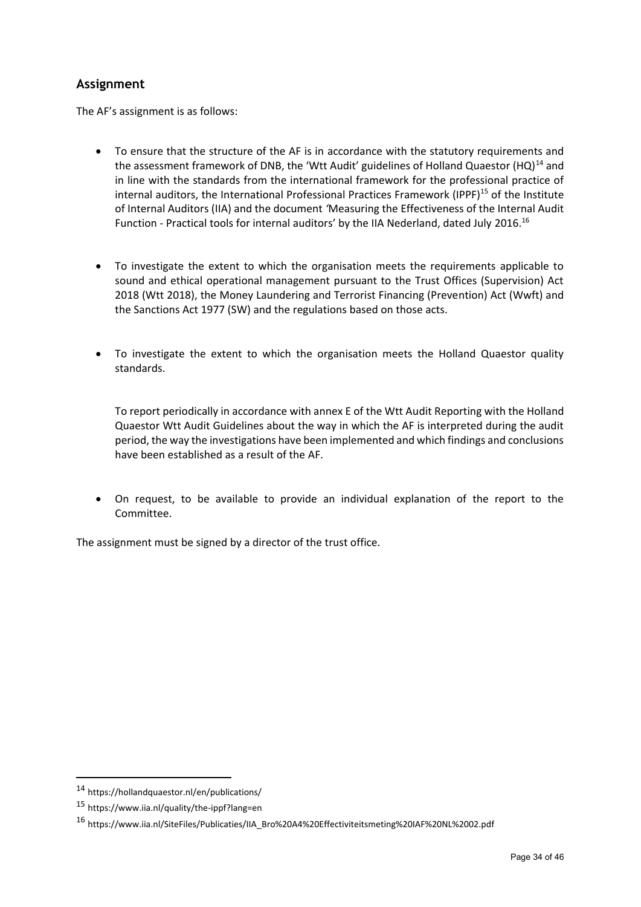## Assignment

The AF's assignment is as follows:

- To ensure that the structure of the AF is in accordance with the statutory requirements and the assessment framework of DNB, the 'Wtt Audit' guidelines of Holland Quaestor (HQ)[14] and in line with the standards from the international framework for the professional practice of internal auditors, the International Professional Practices Framework (IPPF)[15] of the Institute of Internal Auditors (IIA) and the document *'Measuring the Effectiveness of the Internal Audit Function - Practical tools for internal auditors'* by the IIA Nederland, dated July 2016.[16]

- To investigate the extent to which the organisation meets the requirements applicable to sound and ethical operational management pursuant to the Trust Offices (Supervision) Act 2018 (Wtt 2018), the Money Laundering and Terrorist Financing (Prevention) Act (Wwft) and the Sanctions Act 1977 (SW) and the regulations based on those acts.

- To investigate the extent to which the organisation meets the Holland Quaestor quality standards.

  To report periodically in accordance with annex E of the Wtt Audit Reporting with the Holland Quaestor Wtt Audit Guidelines about the way in which the AF is interpreted during the audit period, the way the investigations have been implemented and which findings and conclusions have been established as a result of the AF.

- On request, to be available to provide an individual explanation of the report to the Committee.

The assignment must be signed by a director of the trust office.

[14] https://hollandquaestor.nl/en/publications/

[15] https://www.iia.nl/quality/the-ippf?lang=en

[16] https://www.iia.nl/SiteFiles/Publicaties/IIA_Bro%20A4%20Effectiviteitsmeting%20IAF%20NL%2002.pdf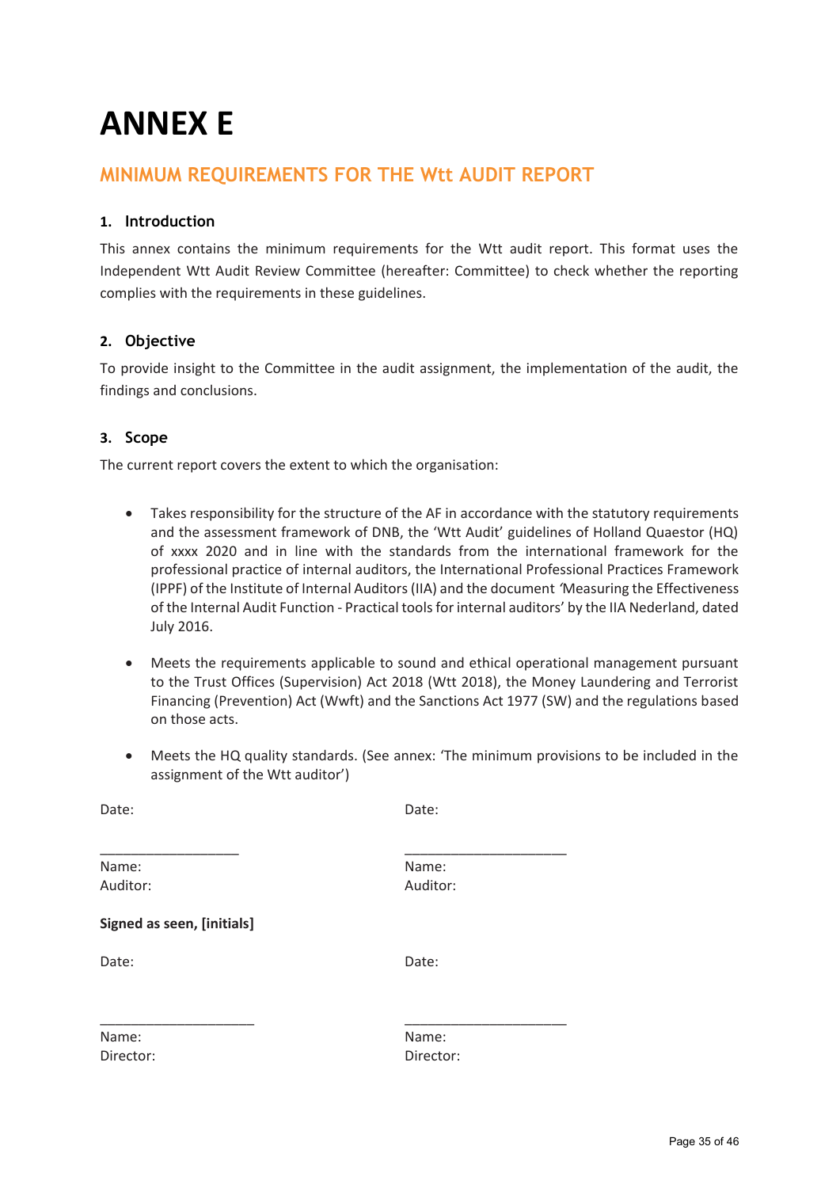# ANNEX E

## MINIMUM REQUIREMENTS FOR THE Wtt AUDIT REPORT

### 1. Introduction

This annex contains the minimum requirements for the Wtt audit report. This format uses the Independent Wtt Audit Review Committee (hereafter: Committee) to check whether the reporting complies with the requirements in these guidelines.

### 2. Objective

To provide insight to the Committee in the audit assignment, the implementation of the audit, the findings and conclusions.

### 3. Scope

The current report covers the extent to which the organisation:

- Takes responsibility for the structure of the AF in accordance with the statutory requirements and the assessment framework of DNB, the 'Wtt Audit' guidelines of Holland Quaestor (HQ) of xxxx 2020 and in line with the standards from the international framework for the professional practice of internal auditors, the International Professional Practices Framework (IPPF) of the Institute of Internal Auditors (IIA) and the document 'Measuring the Effectiveness of the Internal Audit Function - Practical tools for internal auditors' by the IIA Nederland, dated July 2016.
- Meets the requirements applicable to sound and ethical operational management pursuant to the Trust Offices (Supervision) Act 2018 (Wtt 2018), the Money Laundering and Terrorist Financing (Prevention) Act (Wwft) and the Sanctions Act 1977 (SW) and the regulations based on those acts.
- Meets the HQ quality standards. (See annex: 'The minimum provisions to be included in the assignment of the Wtt auditor')

Date: Date:

___________________ ______________________

Name: Name:
Auditor: Auditor:

**Signed as seen, [initials]**

Date: Date:

______________________ ______________________

Name: Name:
Director: Director: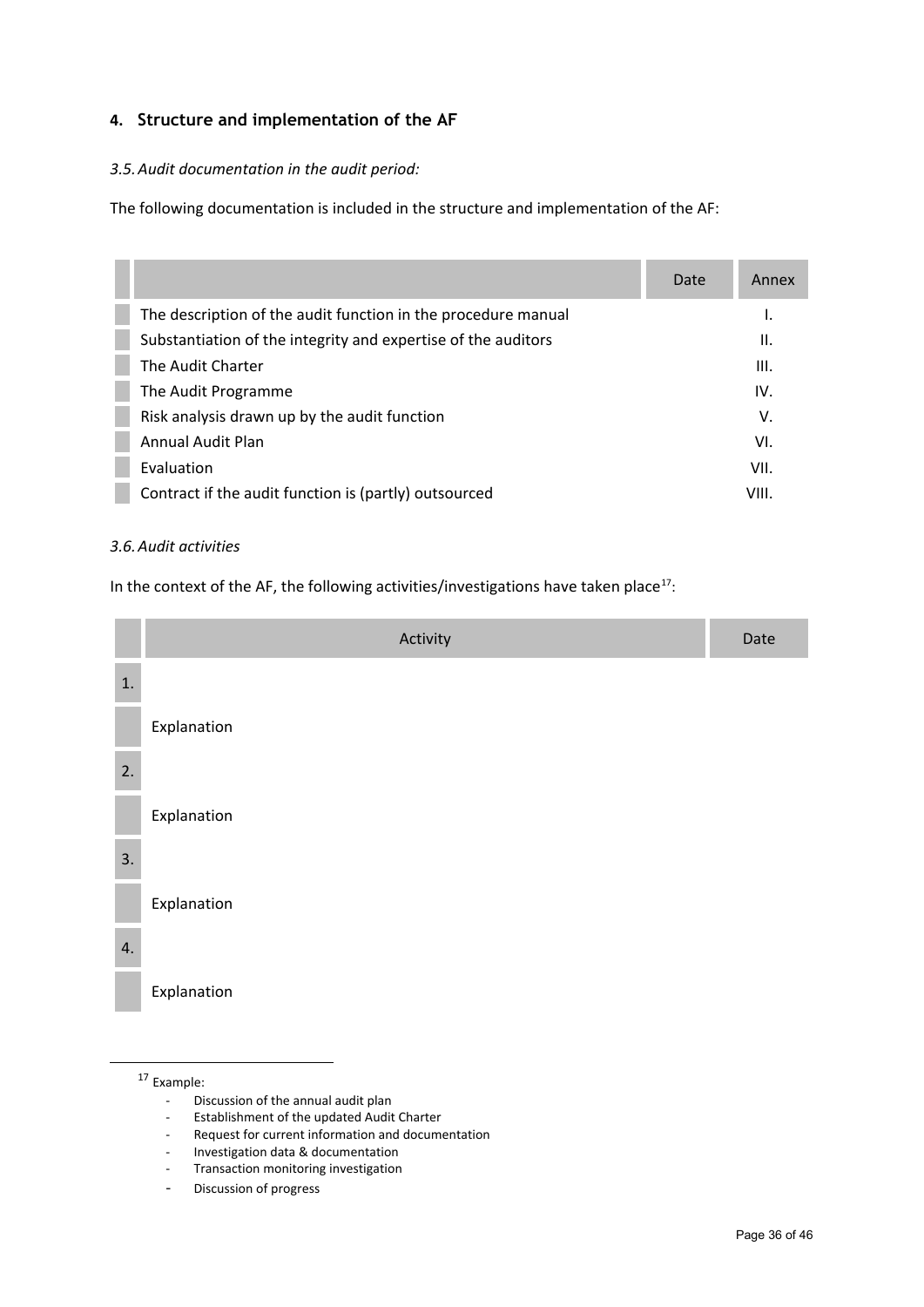## 4. Structure and implementation of the AF

### *3.5. Audit documentation in the audit period:*

The following documentation is included in the structure and implementation of the AF:

| | Date | Annex |
|---|---|---|
| The description of the audit function in the procedure manual | | I. |
| Substantiation of the integrity and expertise of the auditors | | II. |
| The Audit Charter | | III. |
| The Audit Programme | | IV. |
| Risk analysis drawn up by the audit function | | V. |
| Annual Audit Plan | | VI. |
| Evaluation | | VII. |
| Contract if the audit function is (partly) outsourced | | VIII. |

### *3.6. Audit activities*

In the context of the AF, the following activities/investigations have taken place[17]:

| | Activity | Date |
|---|---|---|
| 1. | | |
| | Explanation | |
| 2. | | |
| | Explanation | |
| 3. | | |
| | Explanation | |
| 4. | | |
| | Explanation | |

[17] Example:
- Discussion of the annual audit plan
- Establishment of the updated Audit Charter
- Request for current information and documentation
- Investigation data & documentation
- Transaction monitoring investigation
- Discussion of progress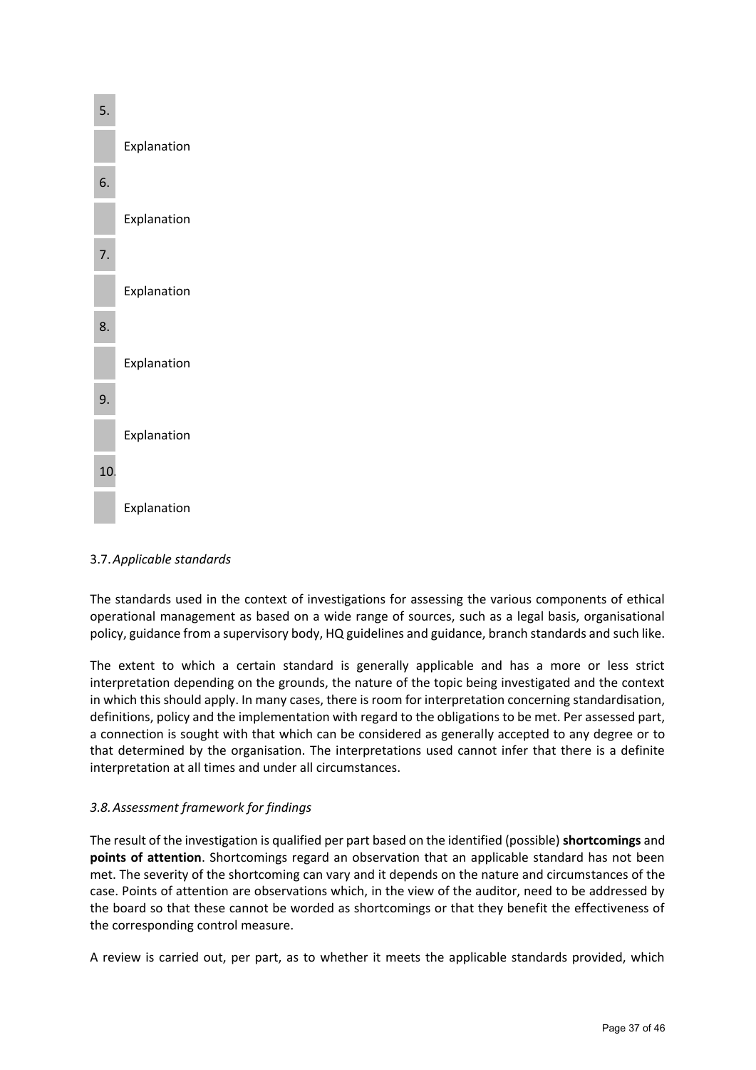| 5. | |
|---|---|
| | Explanation |
| 6. | |
| | Explanation |
| 7. | |
| | Explanation |
| 8. | |
| | Explanation |
| 9. | |
| | Explanation |
| 10. | |
| | Explanation |

### 3.7. *Applicable standards*

The standards used in the context of investigations for assessing the various components of ethical operational management as based on a wide range of sources, such as a legal basis, organisational policy, guidance from a supervisory body, HQ guidelines and guidance, branch standards and such like.

The extent to which a certain standard is generally applicable and has a more or less strict interpretation depending on the grounds, the nature of the topic being investigated and the context in which this should apply. In many cases, there is room for interpretation concerning standardisation, definitions, policy and the implementation with regard to the obligations to be met. Per assessed part, a connection is sought with that which can be considered as generally accepted to any degree or to that determined by the organisation. The interpretations used cannot infer that there is a definite interpretation at all times and under all circumstances.

### *3.8. Assessment framework for findings*

The result of the investigation is qualified per part based on the identified (possible) **shortcomings** and **points of attention**. Shortcomings regard an observation that an applicable standard has not been met. The severity of the shortcoming can vary and it depends on the nature and circumstances of the case. Points of attention are observations which, in the view of the auditor, need to be addressed by the board so that these cannot be worded as shortcomings or that they benefit the effectiveness of the corresponding control measure.

A review is carried out, per part, as to whether it meets the applicable standards provided, which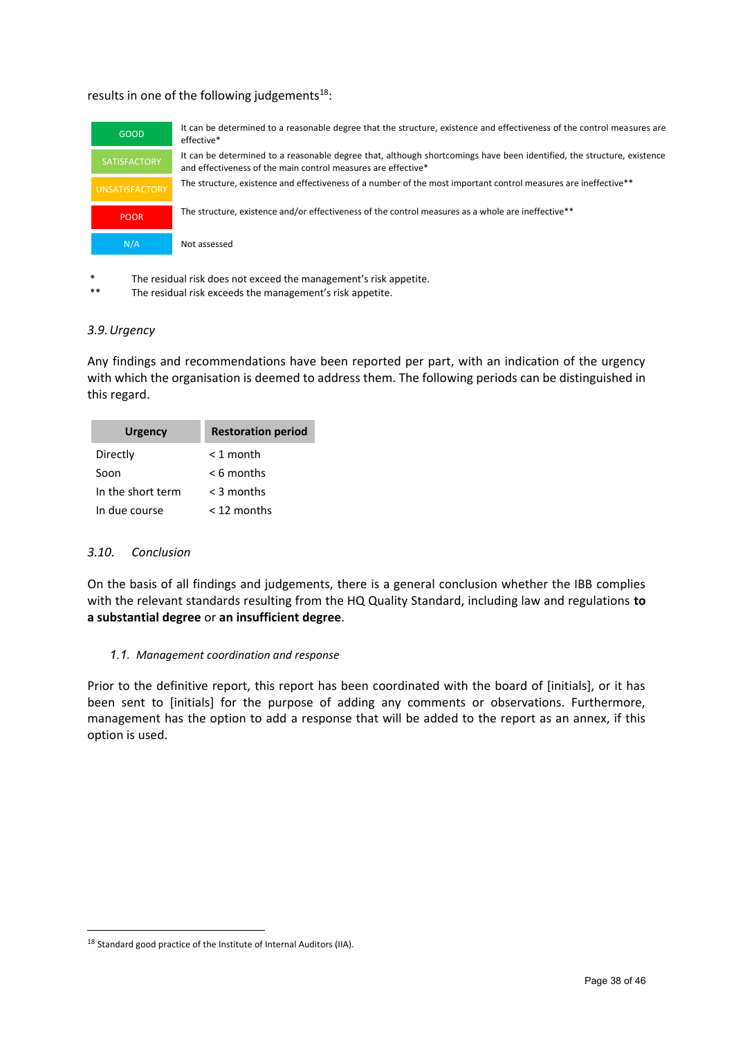results in one of the following judgements[18]:

| | |
|---|---|
| GOOD | It can be determined to a reasonable degree that the structure, existence and effectiveness of the control measures are effective* |
| SATISFACTORY | It can be determined to a reasonable degree that, although shortcomings have been identified, the structure, existence and effectiveness of the main control measures are effective* |
| UNSATISFACTORY | The structure, existence and effectiveness of a number of the most important control measures are ineffective** |
| POOR | The structure, existence and/or effectiveness of the control measures as a whole are ineffective** |
| N/A | Not assessed |

\* The residual risk does not exceed the management's risk appetite.

\*\* The residual risk exceeds the management's risk appetite.

### *3.9. Urgency*

Any findings and recommendations have been reported per part, with an indication of the urgency with which the organisation is deemed to address them. The following periods can be distinguished in this regard.

| Urgency | Restoration period |
|---|---|
| Directly | < 1 month |
| Soon | < 6 months |
| In the short term | < 3 months |
| In due course | < 12 months |

### *3.10. Conclusion*

On the basis of all findings and judgements, there is a general conclusion whether the IBB complies with the relevant standards resulting from the HQ Quality Standard, including law and regulations **to a substantial degree** or **an insufficient degree**.

#### *1.1. Management coordination and response*

Prior to the definitive report, this report has been coordinated with the board of [initials], or it has been sent to [initials] for the purpose of adding any comments or observations. Furthermore, management has the option to add a response that will be added to the report as an annex, if this option is used.

[18] Standard good practice of the Institute of Internal Auditors (IIA).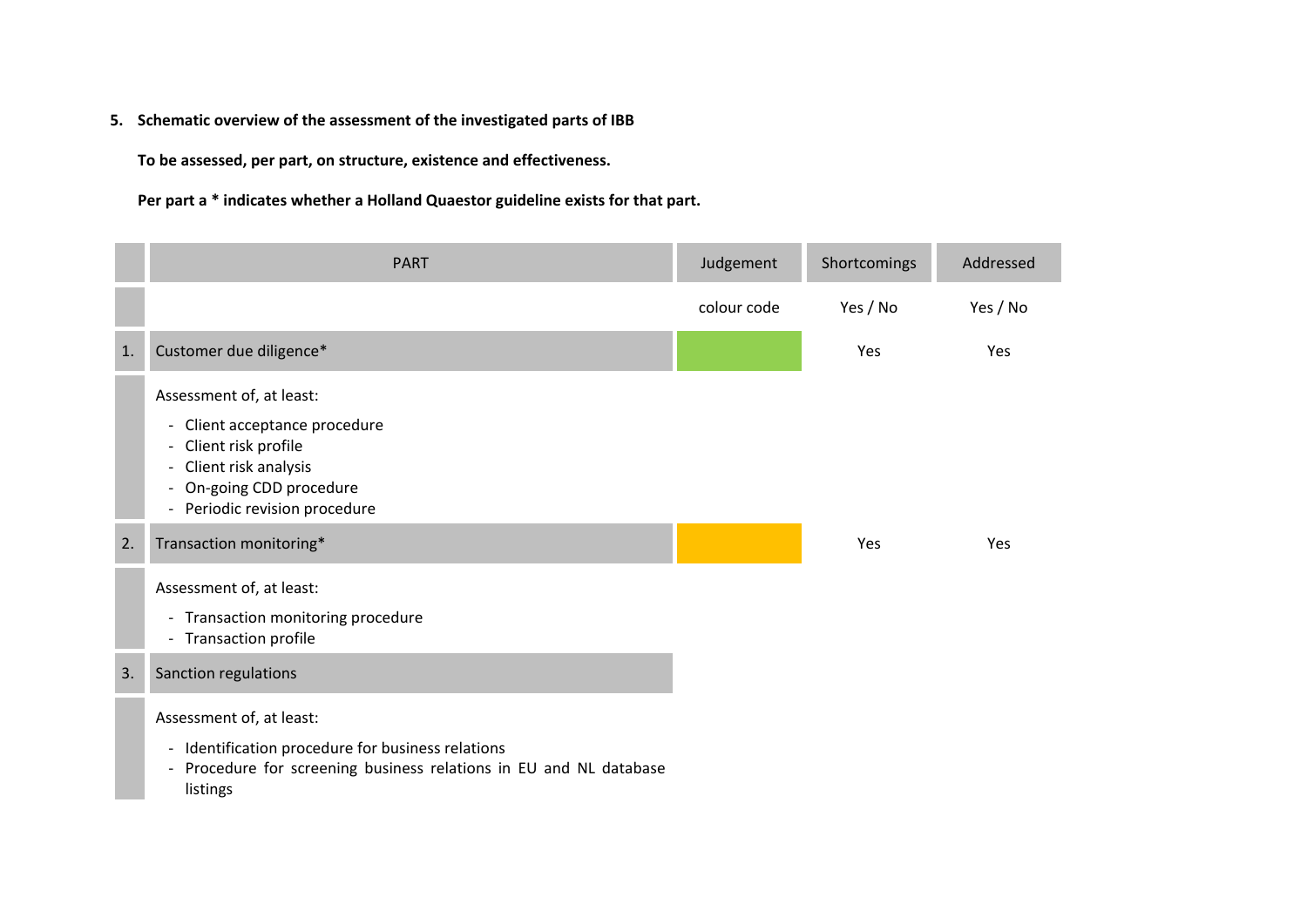**5. Schematic overview of the assessment of the investigated parts of IBB**

**To be assessed, per part, on structure, existence and effectiveness.**

**Per part a * indicates whether a Holland Quaestor guideline exists for that part.**

| | PART | Judgement | Shortcomings | Addressed |
|---|---|---|---|---|
| | | colour code | Yes / No | Yes / No |
| 1. | Customer due diligence* | | Yes | Yes |
| | Assessment of, at least:<br>- Client acceptance procedure<br>- Client risk profile<br>- Client risk analysis<br>- On-going CDD procedure<br>- Periodic revision procedure | | | |
| 2. | Transaction monitoring* | | Yes | Yes |
| | Assessment of, at least:<br>- Transaction monitoring procedure<br>- Transaction profile | | | |
| 3. | Sanction regulations | | | |
| | Assessment of, at least:<br>- Identification procedure for business relations<br>- Procedure for screening business relations in EU and NL database listings | | | |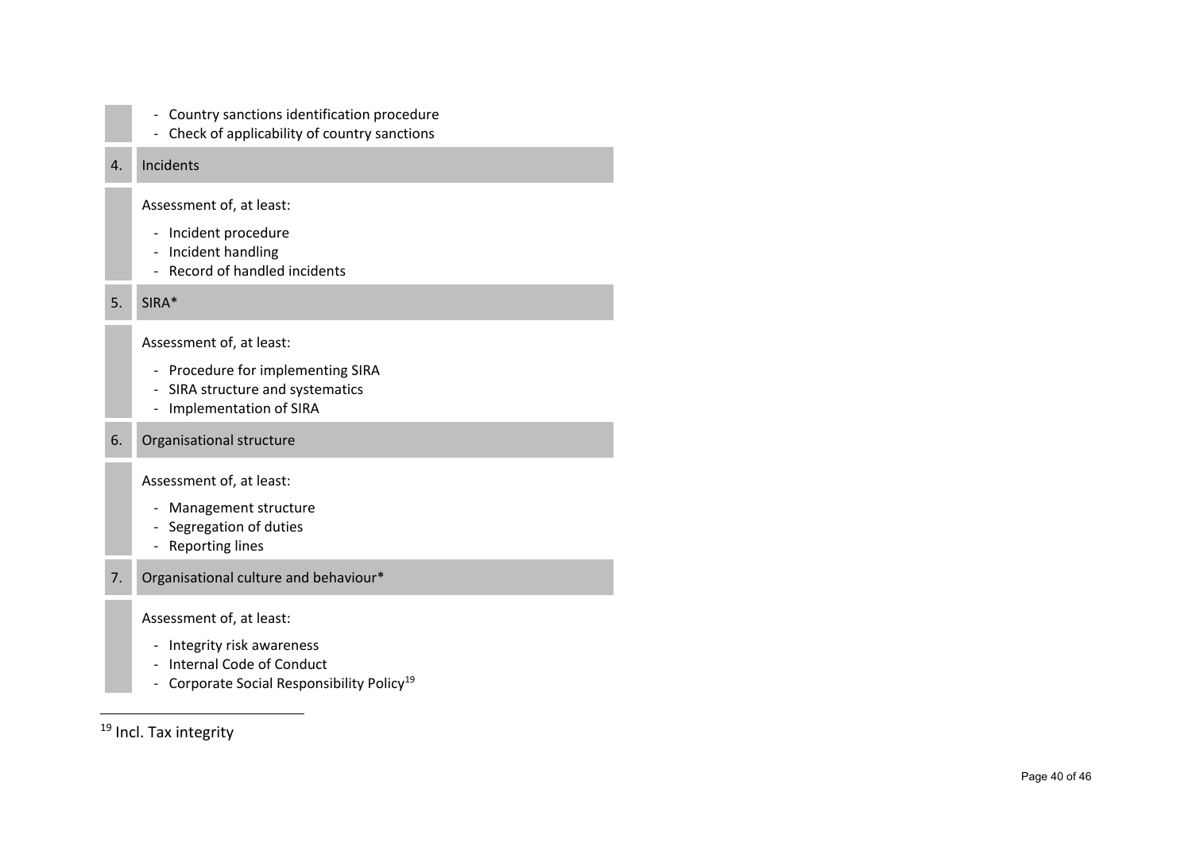| | |
|---|---|
| | - Country sanctions identification procedure<br>- Check of applicability of country sanctions |
| 4. | Incidents |
| | Assessment of, at least:<br>- Incident procedure<br>- Incident handling<br>- Record of handled incidents |
| 5. | SIRA* |
| | Assessment of, at least:<br>- Procedure for implementing SIRA<br>- SIRA structure and systematics<br>- Implementation of SIRA |
| 6. | Organisational structure |
| | Assessment of, at least:<br>- Management structure<br>- Segregation of duties<br>- Reporting lines |
| 7. | Organisational culture and behaviour* |
| | Assessment of, at least:<br>- Integrity risk awareness<br>- Internal Code of Conduct<br>- Corporate Social Responsibility Policy[19] |

[19] Incl. Tax integrity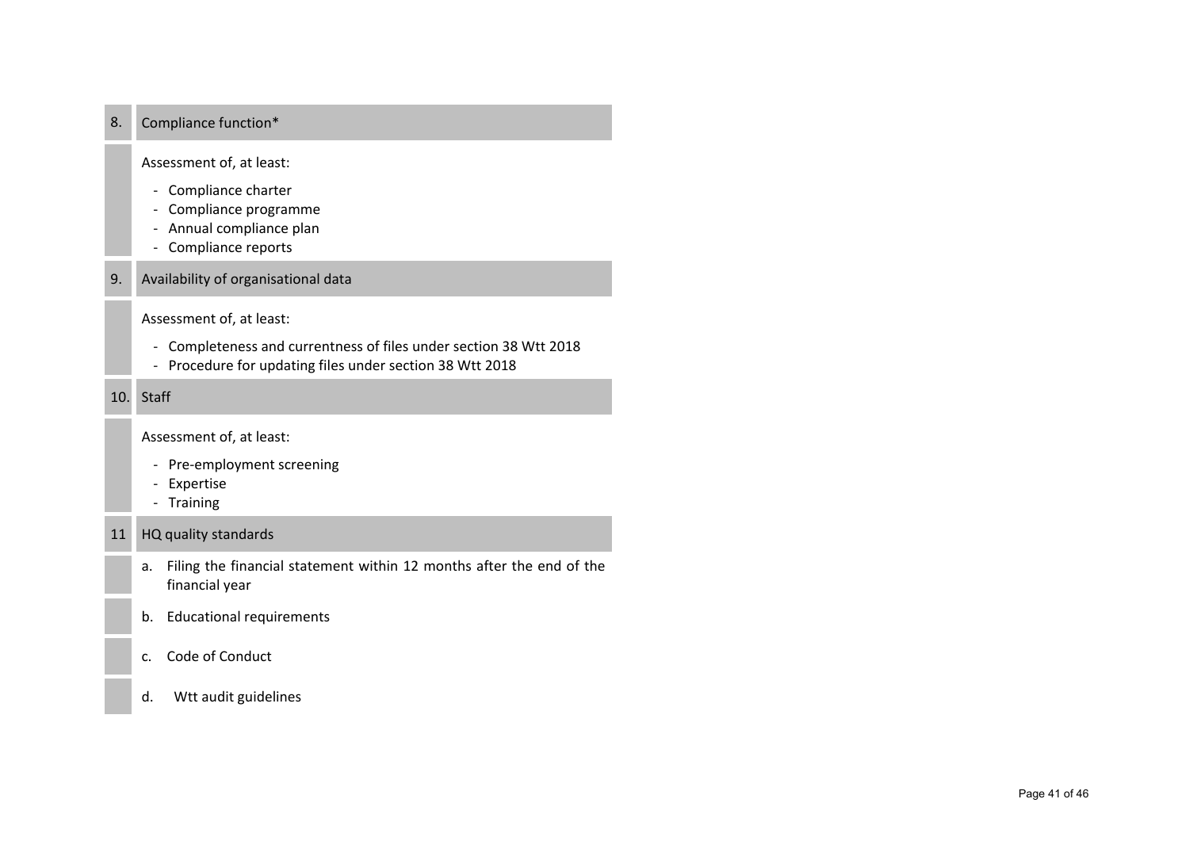| | |
|---|---|
| 8. | Compliance function* |
| | Assessment of, at least:<br>- Compliance charter<br>- Compliance programme<br>- Annual compliance plan<br>- Compliance reports |
| 9. | Availability of organisational data |
| | Assessment of, at least:<br>- Completeness and currentness of files under section 38 Wtt 2018<br>- Procedure for updating files under section 38 Wtt 2018 |
| 10. | Staff |
| | Assessment of, at least:<br>- Pre-employment screening<br>- Expertise<br>- Training |
| 11 | HQ quality standards |
| | a. Filing the financial statement within 12 months after the end of the financial year |
| | b. Educational requirements |
| | c. Code of Conduct |
| | d. Wtt audit guidelines |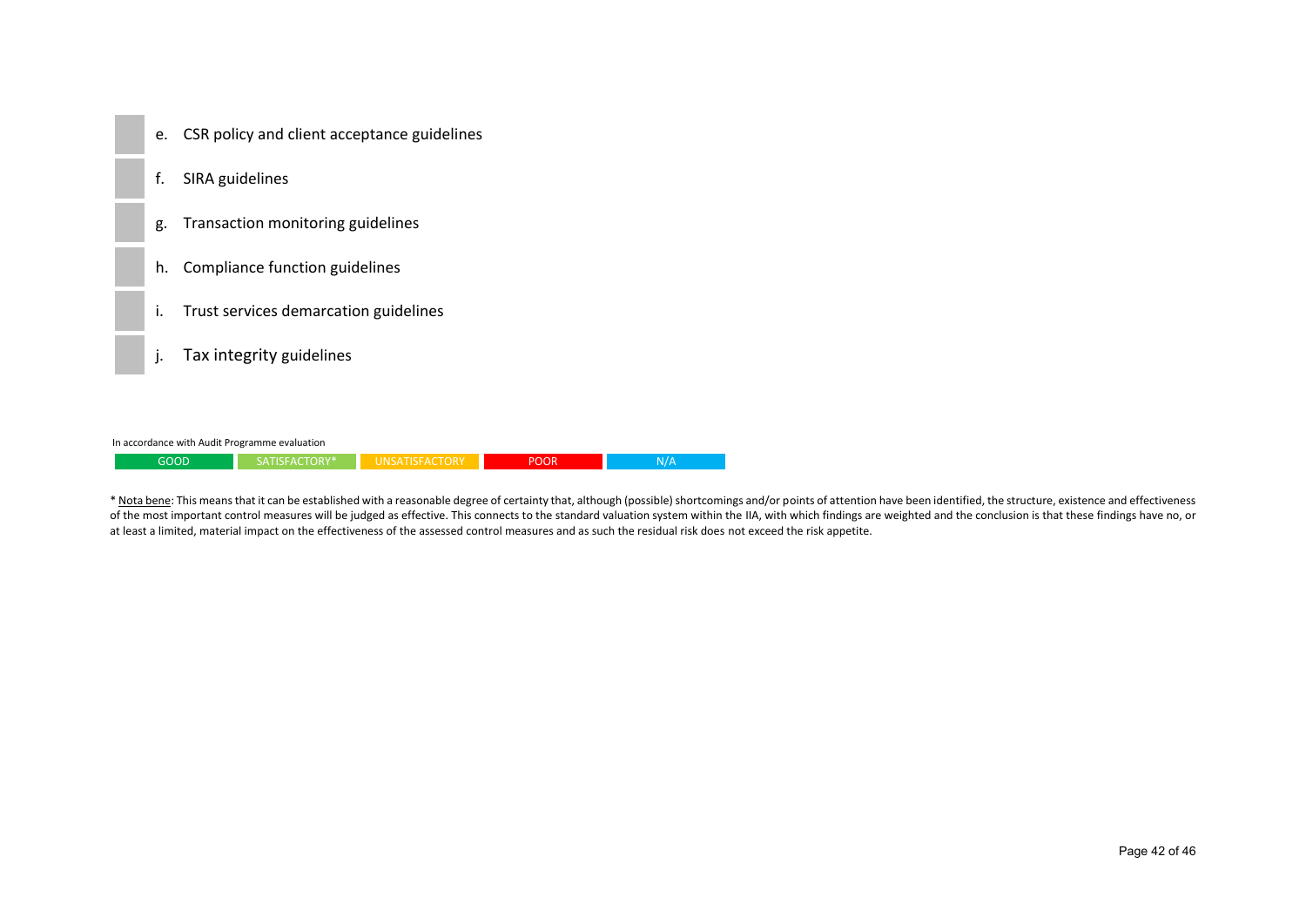e. CSR policy and client acceptance guidelines

f. SIRA guidelines

g. Transaction monitoring guidelines

h. Compliance function guidelines

i. Trust services demarcation guidelines

j. Tax integrity guidelines

In accordance with Audit Programme evaluation

| GOOD | SATISFACTORY* | UNSATISFACTORY | POOR | N/A |
| --- | --- | --- | --- | --- |

* Nota bene: This means that it can be established with a reasonable degree of certainty that, although (possible) shortcomings and/or points of attention have been identified, the structure, existence and effectiveness of the most important control measures will be judged as effective. This connects to the standard valuation system within the IIA, with which findings are weighted and the conclusion is that these findings have no, or at least a limited, material impact on the effectiveness of the assessed control measures and as such the residual risk does not exceed the risk appetite.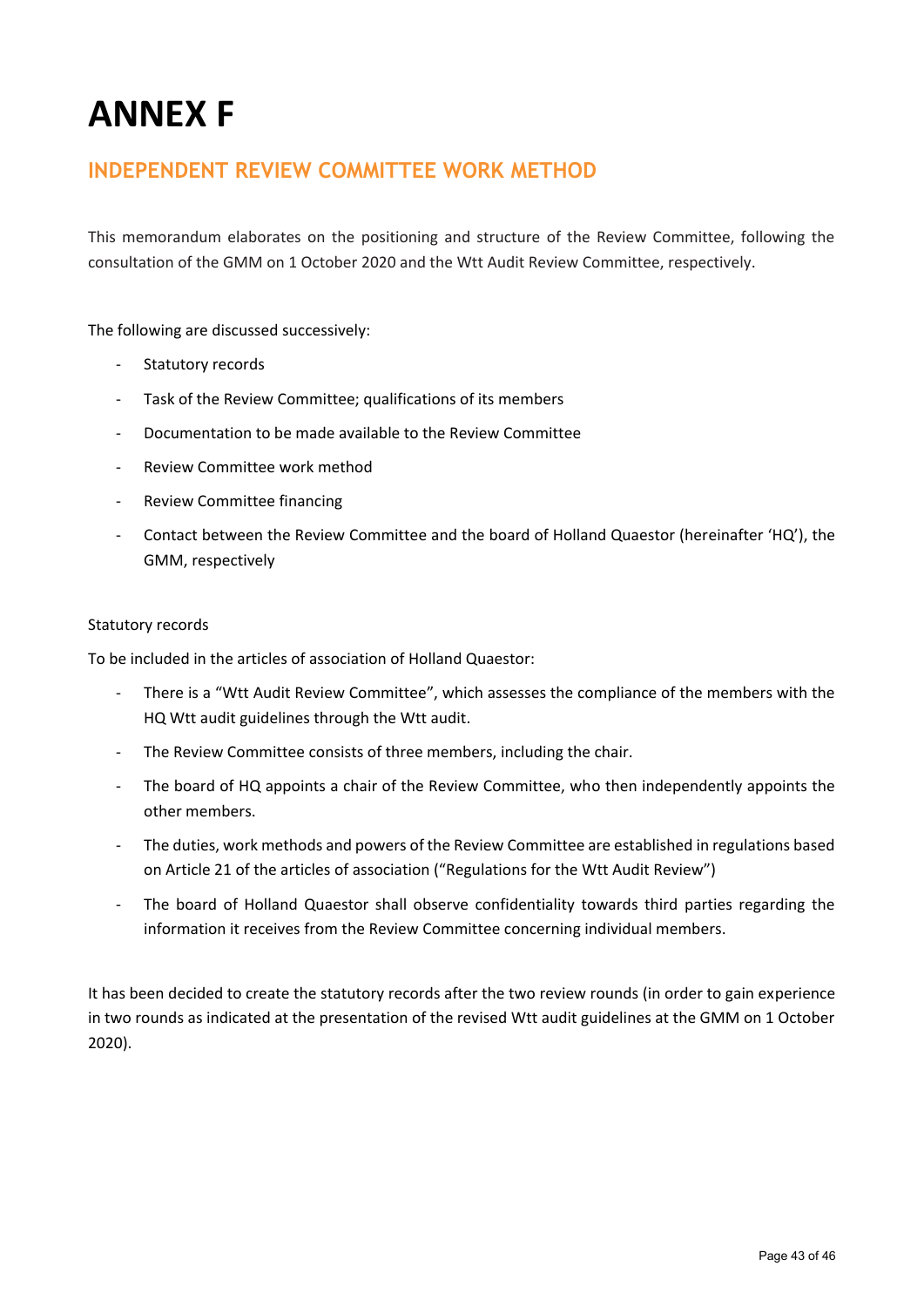# ANNEX F

## INDEPENDENT REVIEW COMMITTEE WORK METHOD

This memorandum elaborates on the positioning and structure of the Review Committee, following the consultation of the GMM on 1 October 2020 and the Wtt Audit Review Committee, respectively.

The following are discussed successively:

- Statutory records
- Task of the Review Committee; qualifications of its members
- Documentation to be made available to the Review Committee
- Review Committee work method
- Review Committee financing
- Contact between the Review Committee and the board of Holland Quaestor (hereinafter 'HQ'), the GMM, respectively

Statutory records

To be included in the articles of association of Holland Quaestor:

- There is a "Wtt Audit Review Committee", which assesses the compliance of the members with the HQ Wtt audit guidelines through the Wtt audit.
- The Review Committee consists of three members, including the chair.
- The board of HQ appoints a chair of the Review Committee, who then independently appoints the other members.
- The duties, work methods and powers of the Review Committee are established in regulations based on Article 21 of the articles of association ("Regulations for the Wtt Audit Review")
- The board of Holland Quaestor shall observe confidentiality towards third parties regarding the information it receives from the Review Committee concerning individual members.

It has been decided to create the statutory records after the two review rounds (in order to gain experience in two rounds as indicated at the presentation of the revised Wtt audit guidelines at the GMM on 1 October 2020).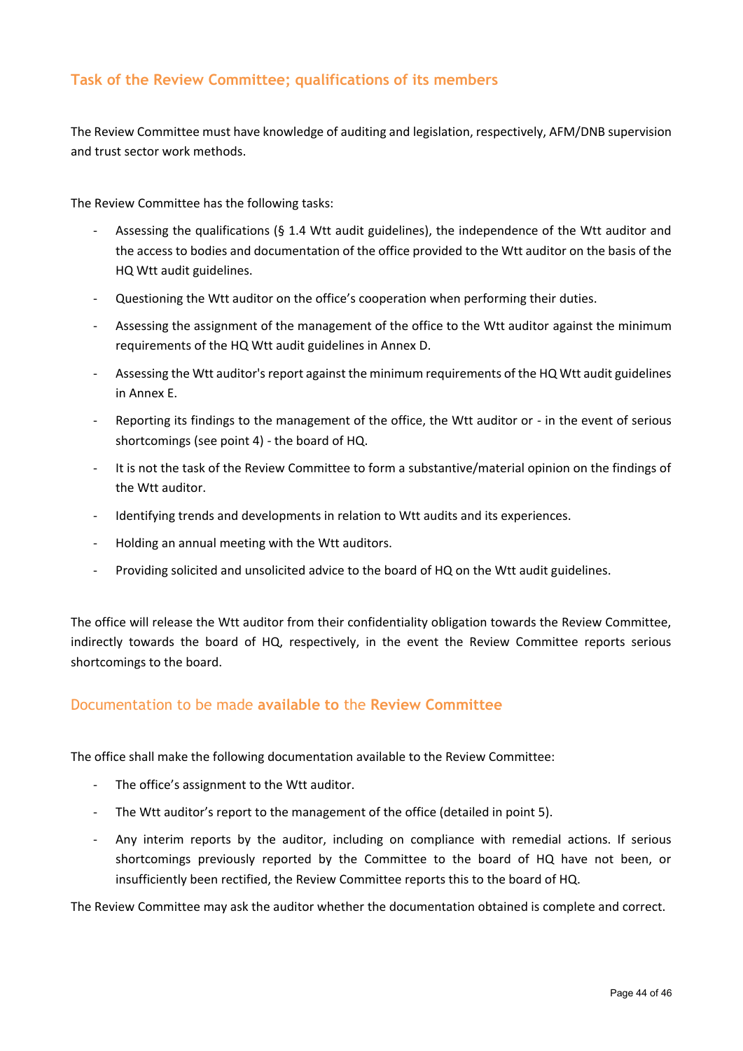## Task of the Review Committee; qualifications of its members

The Review Committee must have knowledge of auditing and legislation, respectively, AFM/DNB supervision and trust sector work methods.

The Review Committee has the following tasks:

- Assessing the qualifications (§ 1.4 Wtt audit guidelines), the independence of the Wtt auditor and the access to bodies and documentation of the office provided to the Wtt auditor on the basis of the HQ Wtt audit guidelines.
- Questioning the Wtt auditor on the office's cooperation when performing their duties.
- Assessing the assignment of the management of the office to the Wtt auditor against the minimum requirements of the HQ Wtt audit guidelines in Annex D.
- Assessing the Wtt auditor's report against the minimum requirements of the HQ Wtt audit guidelines in Annex E.
- Reporting its findings to the management of the office, the Wtt auditor or - in the event of serious shortcomings (see point 4) - the board of HQ.
- It is not the task of the Review Committee to form a substantive/material opinion on the findings of the Wtt auditor.
- Identifying trends and developments in relation to Wtt audits and its experiences.
- Holding an annual meeting with the Wtt auditors.
- Providing solicited and unsolicited advice to the board of HQ on the Wtt audit guidelines.

The office will release the Wtt auditor from their confidentiality obligation towards the Review Committee, indirectly towards the board of HQ, respectively, in the event the Review Committee reports serious shortcomings to the board.

## Documentation to be made **available to** the **Review Committee**

The office shall make the following documentation available to the Review Committee:

- The office's assignment to the Wtt auditor.
- The Wtt auditor's report to the management of the office (detailed in point 5).
- Any interim reports by the auditor, including on compliance with remedial actions. If serious shortcomings previously reported by the Committee to the board of HQ have not been, or insufficiently been rectified, the Review Committee reports this to the board of HQ.

The Review Committee may ask the auditor whether the documentation obtained is complete and correct.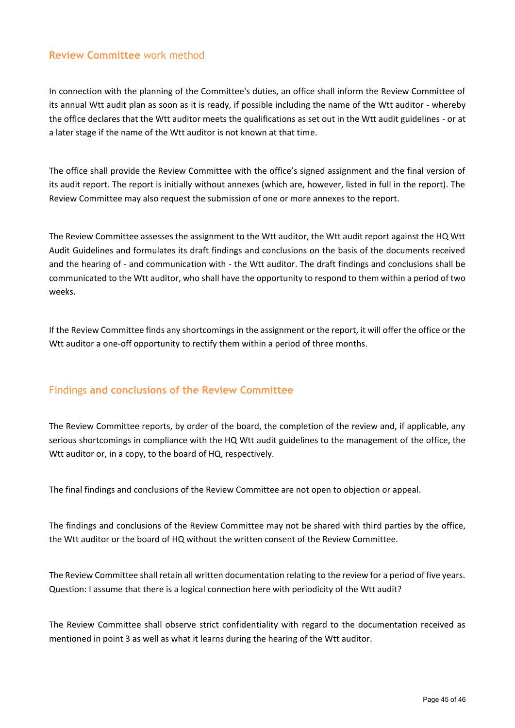## **Review Committee** work method

In connection with the planning of the Committee's duties, an office shall inform the Review Committee of its annual Wtt audit plan as soon as it is ready, if possible including the name of the Wtt auditor - whereby the office declares that the Wtt auditor meets the qualifications as set out in the Wtt audit guidelines - or at a later stage if the name of the Wtt auditor is not known at that time.

The office shall provide the Review Committee with the office's signed assignment and the final version of its audit report. The report is initially without annexes (which are, however, listed in full in the report). The Review Committee may also request the submission of one or more annexes to the report.

The Review Committee assesses the assignment to the Wtt auditor, the Wtt audit report against the HQ Wtt Audit Guidelines and formulates its draft findings and conclusions on the basis of the documents received and the hearing of - and communication with - the Wtt auditor. The draft findings and conclusions shall be communicated to the Wtt auditor, who shall have the opportunity to respond to them within a period of two weeks.

If the Review Committee finds any shortcomings in the assignment or the report, it will offer the office or the Wtt auditor a one-off opportunity to rectify them within a period of three months.

## Findings **and conclusions of the Review Committee**

The Review Committee reports, by order of the board, the completion of the review and, if applicable, any serious shortcomings in compliance with the HQ Wtt audit guidelines to the management of the office, the Wtt auditor or, in a copy, to the board of HQ, respectively.

The final findings and conclusions of the Review Committee are not open to objection or appeal.

The findings and conclusions of the Review Committee may not be shared with third parties by the office, the Wtt auditor or the board of HQ without the written consent of the Review Committee.

The Review Committee shall retain all written documentation relating to the review for a period of five years. Question: I assume that there is a logical connection here with periodicity of the Wtt audit?

The Review Committee shall observe strict confidentiality with regard to the documentation received as mentioned in point 3 as well as what it learns during the hearing of the Wtt auditor.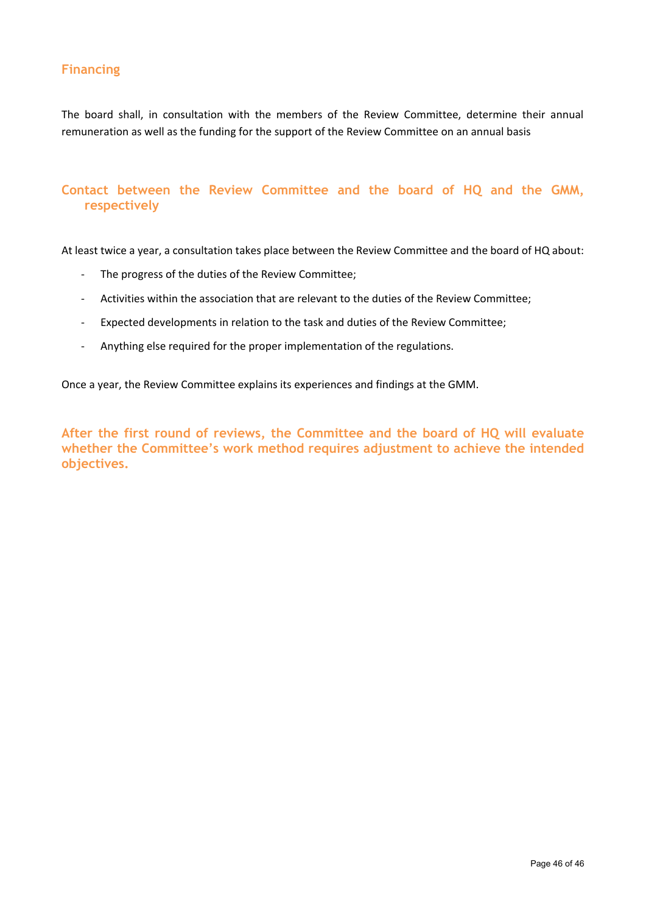## Financing

The board shall, in consultation with the members of the Review Committee, determine their annual remuneration as well as the funding for the support of the Review Committee on an annual basis

## Contact between the Review Committee and the board of HQ and the GMM, respectively

At least twice a year, a consultation takes place between the Review Committee and the board of HQ about:

- The progress of the duties of the Review Committee;
- Activities within the association that are relevant to the duties of the Review Committee;
- Expected developments in relation to the task and duties of the Review Committee;
- Anything else required for the proper implementation of the regulations.

Once a year, the Review Committee explains its experiences and findings at the GMM.

**After the first round of reviews, the Committee and the board of HQ will evaluate whether the Committee's work method requires adjustment to achieve the intended objectives.**